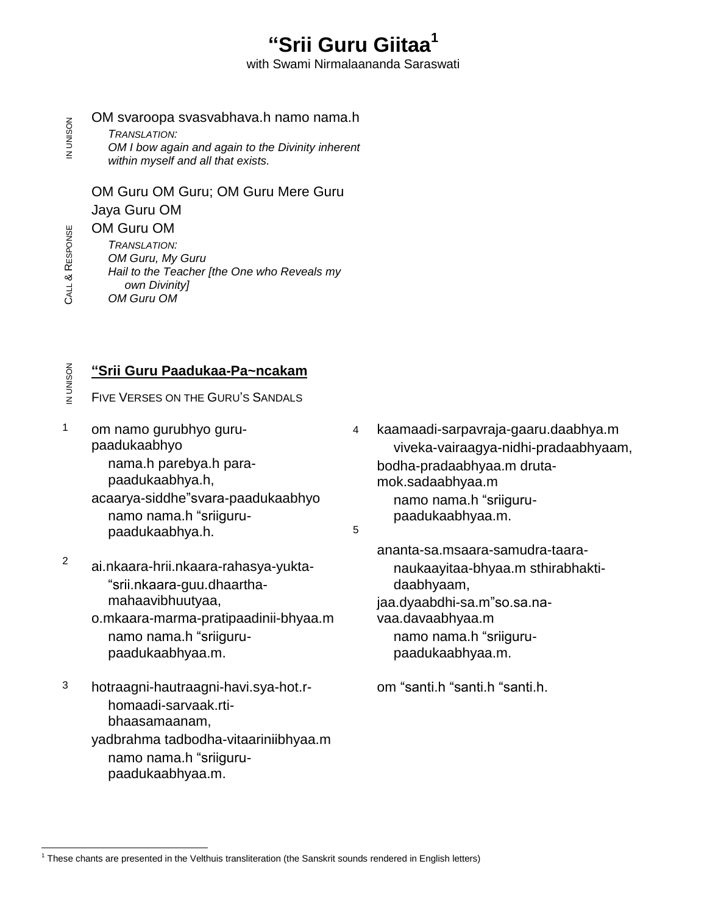# “Srii Guru Giitaa[1]

with Swami Nirmalaananda Saraswati

IN UNISON

OM svaroopa svasvabhava.h namo nama.h

*TRANSLATION:*
*OM I bow again and again to the Divinity inherent within myself and all that exists.*

CALL & RESPONSE

OM Guru OM Guru; OM Guru Mere Guru
Jaya Guru OM
OM Guru OM

*TRANSLATION:*
*OM Guru, My Guru*
*Hail to the Teacher [the One who Reveals my own Divinity]*
*OM Guru OM*

IN UNISON

## “Srii Guru Paadukaa-Pa~ncakam

FIVE VERSES ON THE GURU’S SANDALS

1 om namo gurubhyo guru-paadukaabhyo
nama.h parebya.h para-paadukaabhya.h,
acaarya-siddhe”svara-paadukaabhyo
namo nama.h “sriiguru-paadukaabhya.h.

2 ai.nkaara-hrii.nkaara-rahasya-yukta-
“srii.nkaara-guu.dhaartha-mahaavibhuutyaa,
o.mkaara-marma-pratipaadinii-bhyaa.m
namo nama.h “sriiguru-paadukaabhyaa.m.

3 hotraagni-hautraagni-havi.sya-hot.r-
homaadi-sarvaak.rti-bhaasamaanam,
yadbrahma tadbodha-vitaariniibhyaa.m
namo nama.h “sriiguru-paadukaabhyaa.m.

4 kaamaadi-sarpavraja-gaaru.daabhya.m
viveka-vairaagya-nidhi-pradaabhyaam,
bodha-pradaabhyaa.m druta-mok.sadaabhyaa.m
namo nama.h “sriiguru-paadukaabhyaa.m.

5 ananta-sa.msaara-samudra-taara-
naukaayitaa-bhyaa.m sthirabhakti-daabhyaam,
jaa.dyaabdhi-sa.m”so.sa.na-vaa.davaabhyaa.m
namo nama.h “sriiguru-paadukaabhyaa.m.

om “santi.h “santi.h “santi.h.

[1] These chants are presented in the Velthuis transliteration (the Sanskrit sounds rendered in English letters)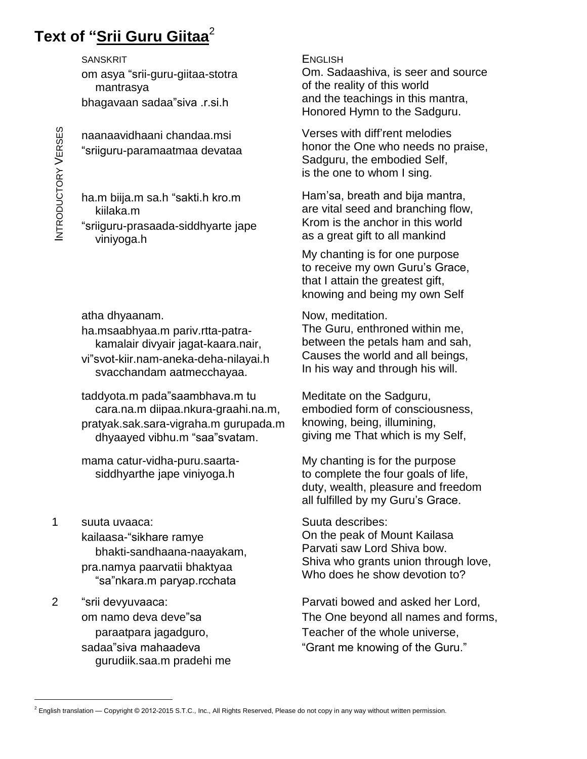# Text of "Srii Guru Giitaa[2]

INTRODUCTORY VERSES

| SANSKRIT | ENGLISH |
| --- | --- |
| om asya "srii-guru-giitaa-stotra mantrasya<br>bhagavaan sadaa"siva .r.si.h | Om. Sadaashiva, is seer and source<br>of the reality of this world<br>and the teachings in this mantra,<br>Honored Hymn to the Sadguru. |
| naanaavidhaani chandaa.msi<br>"sriiguru-paramaatmaa devataa | Verses with diff'rent melodies<br>honor the One who needs no praise,<br>Sadguru, the embodied Self,<br>is the one to whom I sing. |
| ha.m biija.m sa.h "sakti.h kro.m kiilaka.m<br>"sriiguru-prasaada-siddhyarte jape viniyoga.h | Ham'sa, breath and bija mantra,<br>are vital seed and branching flow,<br>Krom is the anchor in this world<br>as a great gift to all mankind<br><br>My chanting is for one purpose<br>to receive my own Guru's Grace,<br>that I attain the greatest gift,<br>knowing and being my own Self |
| atha dhyaanam.<br>ha.msaabhyaa.m pariv.rtta-patra-kamalair divyair jagat-kaara.nair,<br>vi"svot-kiir.nam-aneka-deha-nilayai.h svacchandam aatmecchayaa. | Now, meditation.<br>The Guru, enthroned within me,<br>between the petals ham and sah,<br>Causes the world and all beings,<br>In his way and through his will. |
| taddyota.m pada"saambhava.m tu cara.na.m diipaa.nkura-graahi.na.m,<br>pratyak.sak.sara-vigraha.m gurupada.m dhyaayed vibhu.m "saa"svatam. | Meditate on the Sadguru,<br>embodied form of consciousness,<br>knowing, being, illumining,<br>giving me That which is my Self, |
| mama catur-vidha-puru.saarta-siddhyarthe jape viniyoga.h | My chanting is for the purpose<br>to complete the four goals of life,<br>duty, wealth, pleasure and freedom<br>all fulfilled by my Guru's Grace. |

1 suuta uvaaca:
kailaasa-"sikhare ramye bhakti-sandhaana-naayakam,
pra.namya paarvatii bhaktyaa "sa"nkara.m paryap.rcchata

Suuta describes:
On the peak of Mount Kailasa
Parvati saw Lord Shiva bow.
Shiva who grants union through love,
Who does he show devotion to?

2 "srii devyuvaaca:
om namo deva deve"sa paraatpara jagadguro,
sadaa"siva mahaadeva gurudiik.saa.m pradehi me

Parvati bowed and asked her Lord,
The One beyond all names and forms,
Teacher of the whole universe,
"Grant me knowing of the Guru."

[2] English translation — Copyright © 2012-2015 S.T.C., Inc., All Rights Reserved, Please do not copy in any way without written permission.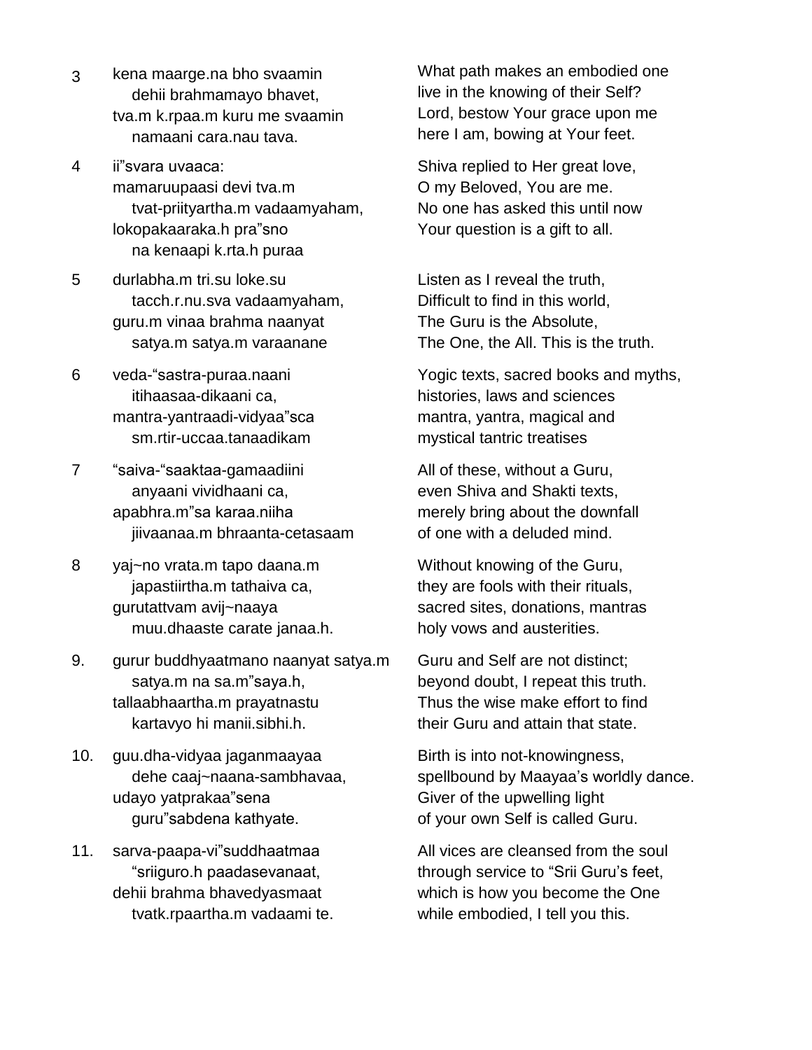| | | |
|---|---|---|
| 3 | kena maarge.na bho svaamin<br>dehii brahmamayo bhavet,<br>tva.m k.rpaa.m kuru me svaamin<br>namaani cara.nau tava. | What path makes an embodied one<br>live in the knowing of their Self?<br>Lord, bestow Your grace upon me<br>here I am, bowing at Your feet. |
| 4 | ii"svara uvaaca:<br>mamaruupaasi devi tva.m<br>tvat-priityartha.m vadaamyaham,<br>lokopakaaraka.h pra"sno<br>na kenaapi k.rta.h puraa | Shiva replied to Her great love,<br>O my Beloved, You are me.<br>No one has asked this until now<br>Your question is a gift to all. |
| 5 | durlabha.m tri.su loke.su<br>tacch.r.nu.sva vadaamyaham,<br>guru.m vinaa brahma naanyat<br>satya.m satya.m varaanane | Listen as I reveal the truth,<br>Difficult to find in this world,<br>The Guru is the Absolute,<br>The One, the All. This is the truth. |
| 6 | veda-"sastra-puraa.naani<br>itihaasaa-dikaani ca,<br>mantra-yantraadi-vidyaa"sca<br>sm.rtir-uccaa.tanaadikam | Yogic texts, sacred books and myths,<br>histories, laws and sciences<br>mantra, yantra, magical and<br>mystical tantric treatises |
| 7 | "saiva-"saaktaa-gamaadiini<br>anyaani vividhaani ca,<br>apabhra.m"sa karaa.niiha<br>jiivaanaa.m bhraanta-cetasaam | All of these, without a Guru,<br>even Shiva and Shakti texts,<br>merely bring about the downfall<br>of one with a deluded mind. |
| 8 | yaj~no vrata.m tapo daana.m<br>japastiirtha.m tathaiva ca,<br>gurutattvam avij~naaya<br>muu.dhaaste carate janaa.h. | Without knowing of the Guru,<br>they are fools with their rituals,<br>sacred sites, donations, mantras<br>holy vows and austerities. |
| 9. | gurur buddhyaatmano naanyat satya.m<br>satya.m na sa.m"saya.h,<br>tallaabhaartha.m prayatnastu<br>kartavyo hi manii.sibhi.h. | Guru and Self are not distinct;<br>beyond doubt, I repeat this truth.<br>Thus the wise make effort to find<br>their Guru and attain that state. |
| 10. | guu.dha-vidyaa jaganmaayaa<br>dehe caaj~naana-sambhavaa,<br>udayo yatprakaa"sena<br>guru"sabdena kathyate. | Birth is into not-knowingness,<br>spellbound by Maayaa's worldly dance.<br>Giver of the upwelling light<br>of your own Self is called Guru. |
| 11. | sarva-paapa-vi"suddhaatmaa<br>"sriiguro.h paadasevanaat,<br>dehii brahma bhavedyasmaat<br>tvatk.rpaartha.m vadaami te. | All vices are cleansed from the soul<br>through service to "Srii Guru's feet,<br>which is how you become the One<br>while embodied, I tell you this. |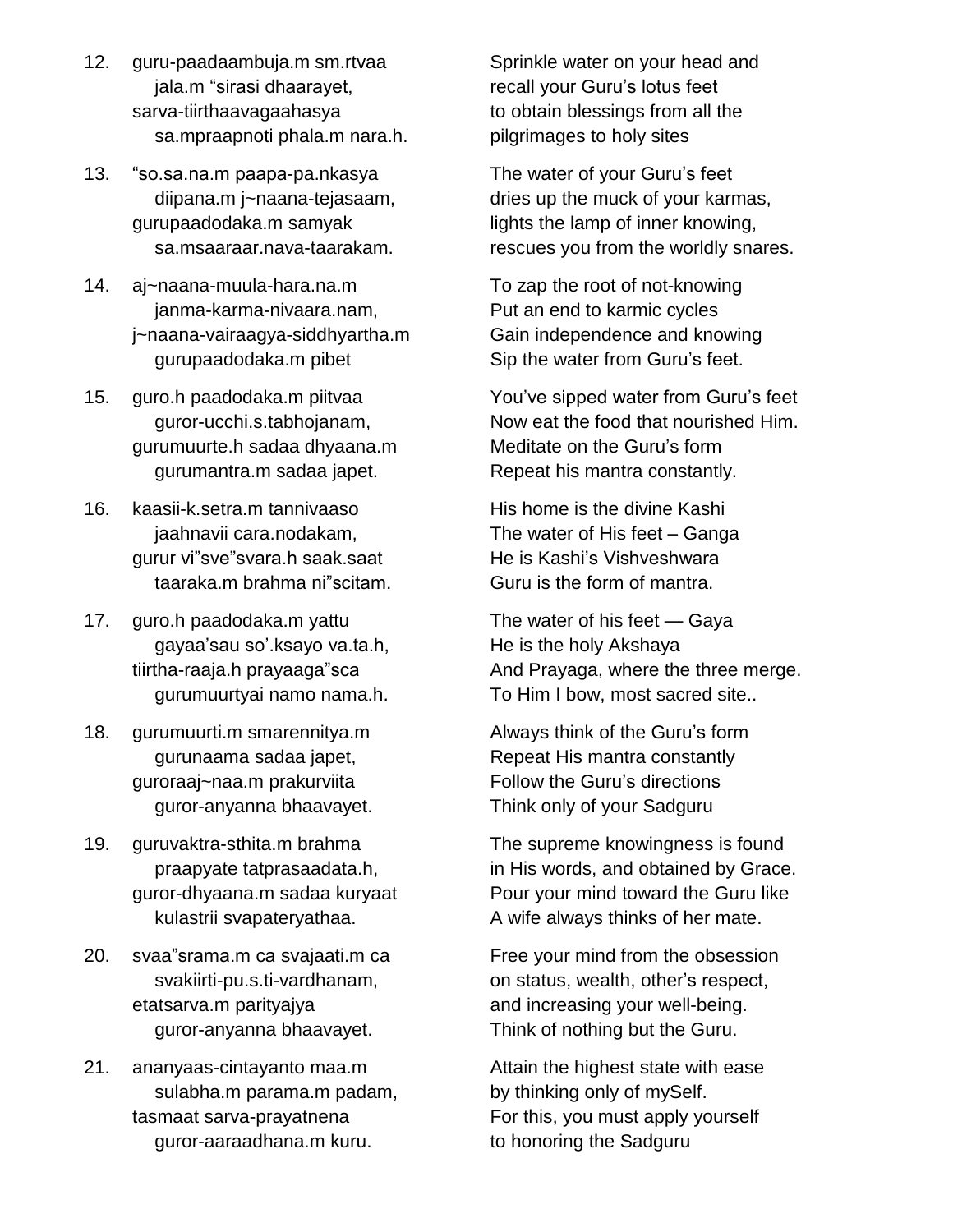| | | |
|---|---|---|
| 12. | guru-paadaambuja.m sm.rtvaa<br>jala.m “sirasi dhaarayet,<br>sarva-tiirthaavagaahasya<br>sa.mpraapnoti phala.m nara.h. | Sprinkle water on your head and<br>recall your Guru’s lotus feet<br>to obtain blessings from all the<br>pilgrimages to holy sites |
| 13. | “so.sa.na.m paapa-pa.nkasya<br>diipana.m j~naana-tejasaam,<br>gurupaadodaka.m samyak<br>sa.msaaraar.nava-taarakam. | The water of your Guru’s feet<br>dries up the muck of your karmas,<br>lights the lamp of inner knowing,<br>rescues you from the worldly snares. |
| 14. | aj~naana-muula-hara.na.m<br>janma-karma-nivaara.nam,<br>j~naana-vairaagya-siddhyartha.m<br>gurupaadodaka.m pibet | To zap the root of not-knowing<br>Put an end to karmic cycles<br>Gain independence and knowing<br>Sip the water from Guru’s feet. |
| 15. | guro.h paadodaka.m piitvaa<br>guror-ucchi.s.tabhojanam,<br>gurumuurte.h sadaa dhyaana.m<br>gurumantra.m sadaa japet. | You’ve sipped water from Guru’s feet<br>Now eat the food that nourished Him.<br>Meditate on the Guru’s form<br>Repeat his mantra constantly. |
| 16. | kaasii-k.setra.m tannivaaso<br>jaahnavii cara.nodakam,<br>gurur vi”sve”svara.h saak.saat<br>taaraka.m brahma ni”scitam. | His home is the divine Kashi<br>The water of His feet – Ganga<br>He is Kashi’s Vishveshwara<br>Guru is the form of mantra. |
| 17. | guro.h paadodaka.m yattu<br>gayaa’sau so’.ksayo va.ta.h,<br>tiirtha-raaja.h prayaaga”sca<br>gurumuurtyai namo nama.h. | The water of his feet — Gaya<br>He is the holy Akshaya<br>And Prayaga, where the three merge.<br>To Him I bow, most sacred site.. |
| 18. | gurumuurti.m smarennitya.m<br>gurunaama sadaa japet,<br>guroraaj~naa.m prakurviita<br>guror-anyanna bhaavayet. | Always think of the Guru’s form<br>Repeat His mantra constantly<br>Follow the Guru’s directions<br>Think only of your Sadguru |
| 19. | guruvaktra-sthita.m brahma<br>praapyate tatprasaadata.h,<br>guror-dhyaana.m sadaa kuryaat<br>kulastrii svapateryathaa. | The supreme knowingness is found<br>in His words, and obtained by Grace.<br>Pour your mind toward the Guru like<br>A wife always thinks of her mate. |
| 20. | svaa”srama.m ca svajaati.m ca<br>svakiirti-pu.s.ti-vardhanam,<br>etatsarva.m parityajya<br>guror-anyanna bhaavayet. | Free your mind from the obsession<br>on status, wealth, other’s respect,<br>and increasing your well-being.<br>Think of nothing but the Guru. |
| 21. | ananyaas-cintayanto maa.m<br>sulabha.m parama.m padam,<br>tasmaat sarva-prayatnena<br>guror-aaraadhana.m kuru. | Attain the highest state with ease<br>by thinking only of mySelf.<br>For this, you must apply yourself<br>to honoring the Sadguru |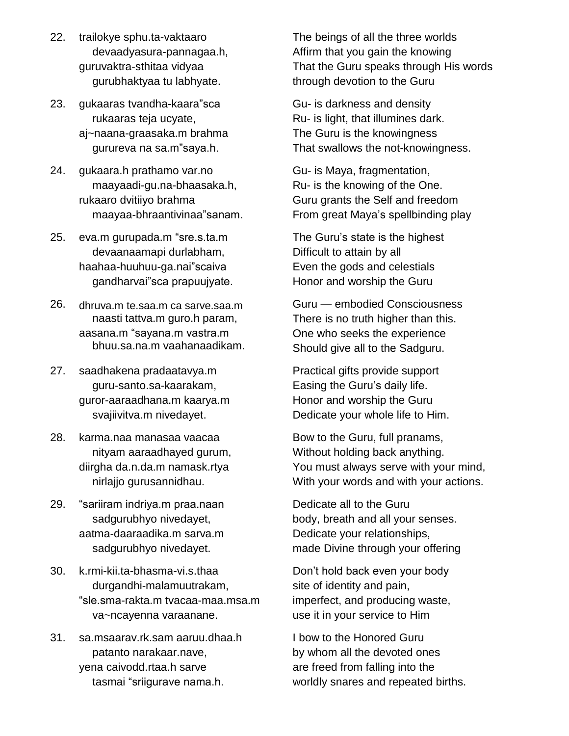22. trailokye sphu.ta-vaktaaro
    devaadyasura-pannagaa.h,
    guruvaktra-sthitaa vidyaa
    gurubhaktyaa tu labhyate.

    The beings of all the three worlds
    Affirm that you gain the knowing
    That the Guru speaks through His words
    through devotion to the Guru

23. gukaaras tvandha-kaara"sca
    rukaaras teja ucyate,
    aj~naana-graasaka.m brahma
    gurureva na sa.m"saya.h.

    Gu- is darkness and density
    Ru- is light, that illumines dark.
    The Guru is the knowingness
    That swallows the not-knowingness.

24. gukaara.h prathamo var.no
    maayaadi-gu.na-bhaasaka.h,
    rukaaro dvitiiyo brahma
    maayaa-bhraantivinaa"sanam.

    Gu- is Maya, fragmentation,
    Ru- is the knowing of the One.
    Guru grants the Self and freedom
    From great Maya's spellbinding play

25. eva.m gurupada.m "sre.s.ta.m
    devaanaamapi durlabham,
    haahaa-huuhuu-ga.nai"scaiva
    gandharvai"sca prapuujyate.

    The Guru's state is the highest
    Difficult to attain by all
    Even the gods and celestials
    Honor and worship the Guru

26. dhruva.m te.saa.m ca sarve.saa.m
    naasti tattva.m guro.h param,
    aasana.m "sayana.m vastra.m
    bhuu.sa.na.m vaahanaadikam.

    Guru — embodied Consciousness
    There is no truth higher than this.
    One who seeks the experience
    Should give all to the Sadguru.

27. saadhakena pradaatavya.m
    guru-santo.sa-kaarakam,
    guror-aaraadhana.m kaarya.m
    svajiivitva.m nivedayet.

    Practical gifts provide support
    Easing the Guru's daily life.
    Honor and worship the Guru
    Dedicate your whole life to Him.

28. karma.naa manasaa vaacaa
    nityam aaraadhayed gurum,
    diirgha da.n.da.m namask.rtya
    nirlajjo gurusannidhau.

    Bow to the Guru, full pranams,
    Without holding back anything.
    You must always serve with your mind,
    With your words and with your actions.

29. "sariiram indriya.m praa.naan
    sadgurubhyo nivedayet,
    aatma-daaraadika.m sarva.m
    sadgurubhyo nivedayet.

    Dedicate all to the Guru
    body, breath and all your senses.
    Dedicate your relationships,
    made Divine through your offering

30. k.rmi-kii.ta-bhasma-vi.s.thaa
    durgandhi-malamuutrakam,
    "sle.sma-rakta.m tvacaa-maa.msa.m
    va~ncayenna varaanane.

    Don't hold back even your body
    site of identity and pain,
    imperfect, and producing waste,
    use it in your service to Him

31. sa.msaarav.rk.sam aaruu.dhaa.h
    patanto narakaar.nave,
    yena caivodd.rtaa.h sarve
    tasmai "sriigurave nama.h.

    I bow to the Honored Guru
    by whom all the devoted ones
    are freed from falling into the
    worldly snares and repeated births.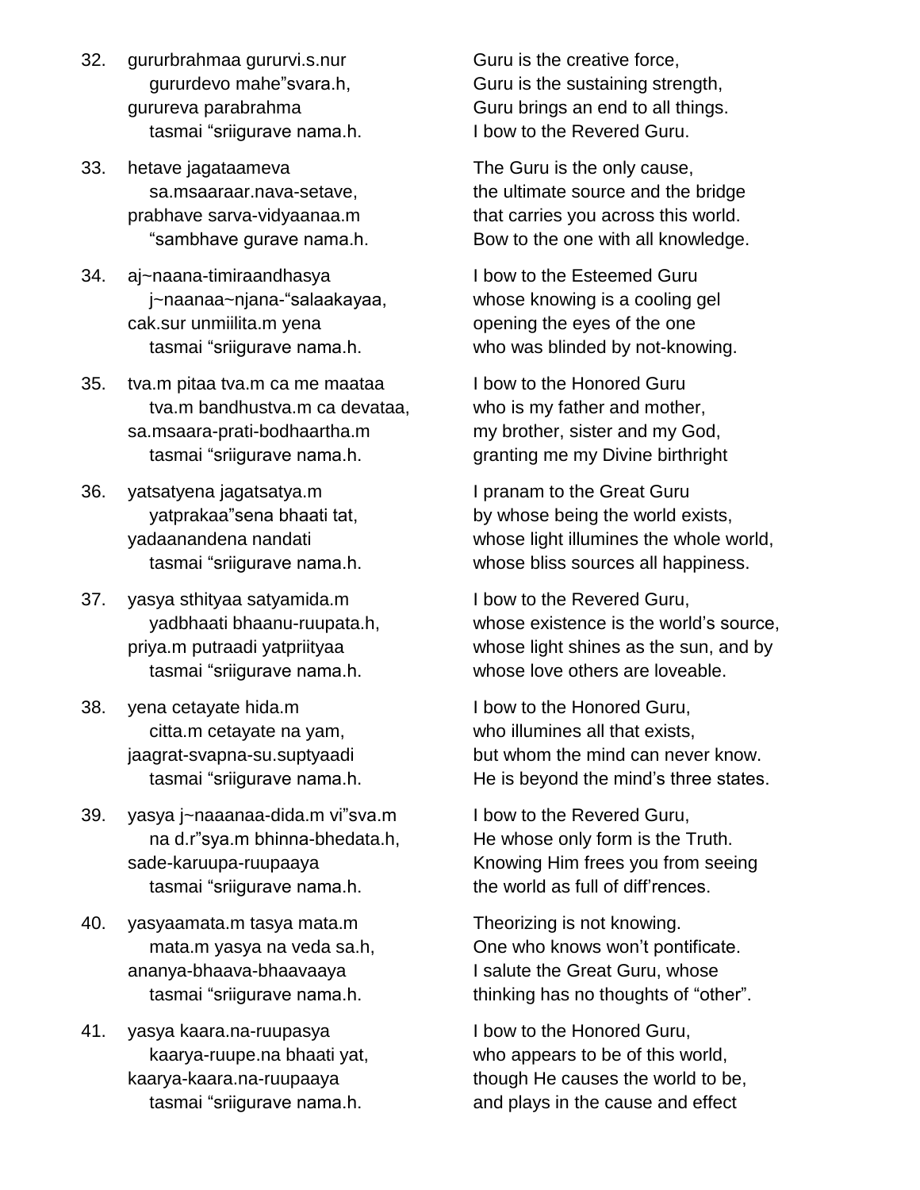32. gururbrahmaa gururvi.s.nur
    gururdevo mahe"svara.h,
    gurureva parabrahma
    tasmai "sriigurave nama.h.

Guru is the creative force,
Guru is the sustaining strength,
Guru brings an end to all things.
I bow to the Revered Guru.

33. hetave jagataameva
    sa.msaaraar.nava-setave,
    prabhave sarva-vidyaanaa.m
    "sambhave gurave nama.h.

The Guru is the only cause,
the ultimate source and the bridge
that carries you across this world.
Bow to the one with all knowledge.

34. aj~naana-timiraandhasya
    j~naanaa~njana-"salaakayaa,
    cak.sur unmiilita.m yena
    tasmai "sriigurave nama.h.

I bow to the Esteemed Guru
whose knowing is a cooling gel
opening the eyes of the one
who was blinded by not-knowing.

35. tva.m pitaa tva.m ca me maataa
    tva.m bandhustva.m ca devataa,
    sa.msaara-prati-bodhaartha.m
    tasmai "sriigurave nama.h.

I bow to the Honored Guru
who is my father and mother,
my brother, sister and my God,
granting me my Divine birthright

36. yatsatyena jagatsatya.m
    yatprakaa"sena bhaati tat,
    yadaanandena nandati
    tasmai "sriigurave nama.h.

I pranam to the Great Guru
by whose being the world exists,
whose light illumines the whole world,
whose bliss sources all happiness.

37. yasya sthityaa satyamida.m
    yadbhaati bhaanu-ruupata.h,
    priya.m putraadi yatpriityaa
    tasmai "sriigurave nama.h.

I bow to the Revered Guru,
whose existence is the world's source,
whose light shines as the sun, and by
whose love others are loveable.

38. yena cetayate hida.m
    citta.m cetayate na yam,
    jaagrat-svapna-su.suptyaadi
    tasmai "sriigurave nama.h.

I bow to the Honored Guru,
who illumines all that exists,
but whom the mind can never know.
He is beyond the mind's three states.

39. yasya j~naaanaa-dida.m vi"sva.m
    na d.r"sya.m bhinna-bhedata.h,
    sade-karuupa-ruupaaya
    tasmai "sriigurave nama.h.

I bow to the Revered Guru,
He whose only form is the Truth.
Knowing Him frees you from seeing
the world as full of diff'rences.

40. yasyaamata.m tasya mata.m
    mata.m yasya na veda sa.h,
    ananya-bhaava-bhaavaaya
    tasmai "sriigurave nama.h.

Theorizing is not knowing.
One who knows won't pontificate.
I salute the Great Guru, whose
thinking has no thoughts of "other".

41. yasya kaara.na-ruupasya
    kaarya-ruupe.na bhaati yat,
    kaarya-kaara.na-ruupaaya
    tasmai "sriigurave nama.h.

I bow to the Honored Guru,
who appears to be of this world,
though He causes the world to be,
and plays in the cause and effect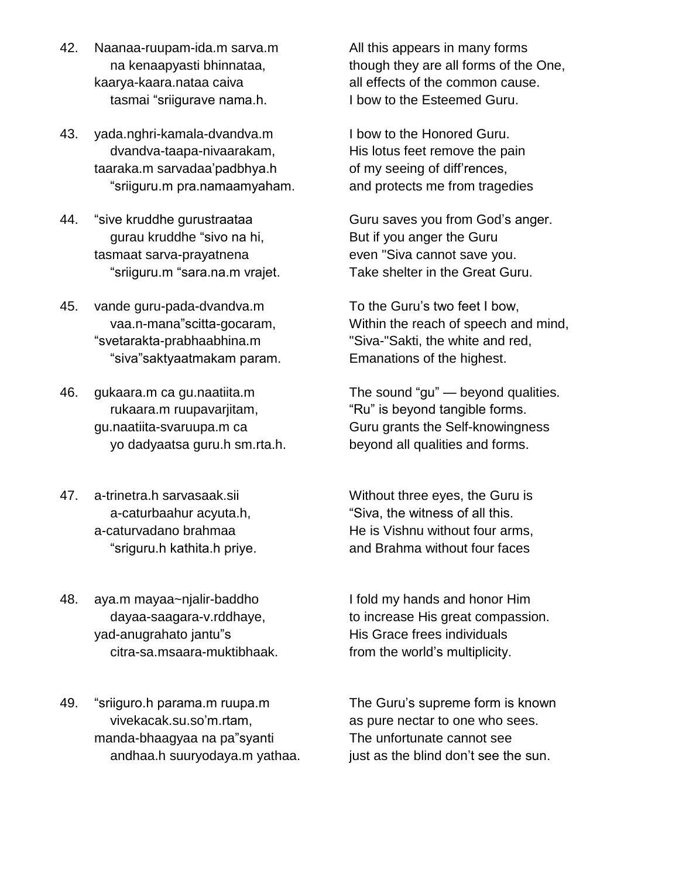42. Naanaa-ruupam-ida.m sarva.m
    na kenaapyasti bhinnataa,
    kaarya-kaara.nataa caiva
    tasmai “sriigurave nama.h.

All this appears in many forms
though they are all forms of the One,
all effects of the common cause.
I bow to the Esteemed Guru.

43. yada.nghri-kamala-dvandva.m
    dvandva-taapa-nivaarakam,
    taaraka.m sarvadaa’padbhya.h
    “sriiguru.m pra.namaamyaham.

I bow to the Honored Guru.
His lotus feet remove the pain
of my seeing of diff’rences,
and protects me from tragedies

44. “sive kruddhe gurustraataa
    gurau kruddhe “sivo na hi,
    tasmaat sarva-prayatnena
    “sriiguru.m “sara.na.m vrajet.

Guru saves you from God’s anger.
But if you anger the Guru
even "Siva cannot save you.
Take shelter in the Great Guru.

45. vande guru-pada-dvandva.m
    vaa.n-mana”scitta-gocaram,
    “svetarakta-prabhaabhina.m
    “siva”saktyaatmakam param.

To the Guru’s two feet I bow,
Within the reach of speech and mind,
"Siva-"Sakti, the white and red,
Emanations of the highest.

46. gukaara.m ca gu.naatiita.m
    rukaara.m ruupavarjitam,
    gu.naatiita-svaruupa.m ca
    yo dadyaatsa guru.h sm.rta.h.

The sound “gu” — beyond qualities.
“Ru” is beyond tangible forms.
Guru grants the Self-knowingness
beyond all qualities and forms.

47. a-trinetra.h sarvasaak.sii
    a-caturbaahur acyuta.h,
    a-caturvadano brahmaa
    “sriguru.h kathita.h priye.

Without three eyes, the Guru is
“Siva, the witness of all this.
He is Vishnu without four arms,
and Brahma without four faces

48. aya.m mayaa~njalir-baddho
    dayaa-saagara-v.rddhaye,
    yad-anugrahato jantu”s
    citra-sa.msaara-muktibhaak.

I fold my hands and honor Him
to increase His great compassion.
His Grace frees individuals
from the world’s multiplicity.

49. “sriiguro.h parama.m ruupa.m
    vivekacak.su.so’m.rtam,
    manda-bhaagyaa na pa”syanti
    andhaa.h suuryodaya.m yathaa.

The Guru’s supreme form is known
as pure nectar to one who sees.
The unfortunate cannot see
just as the blind don’t see the sun.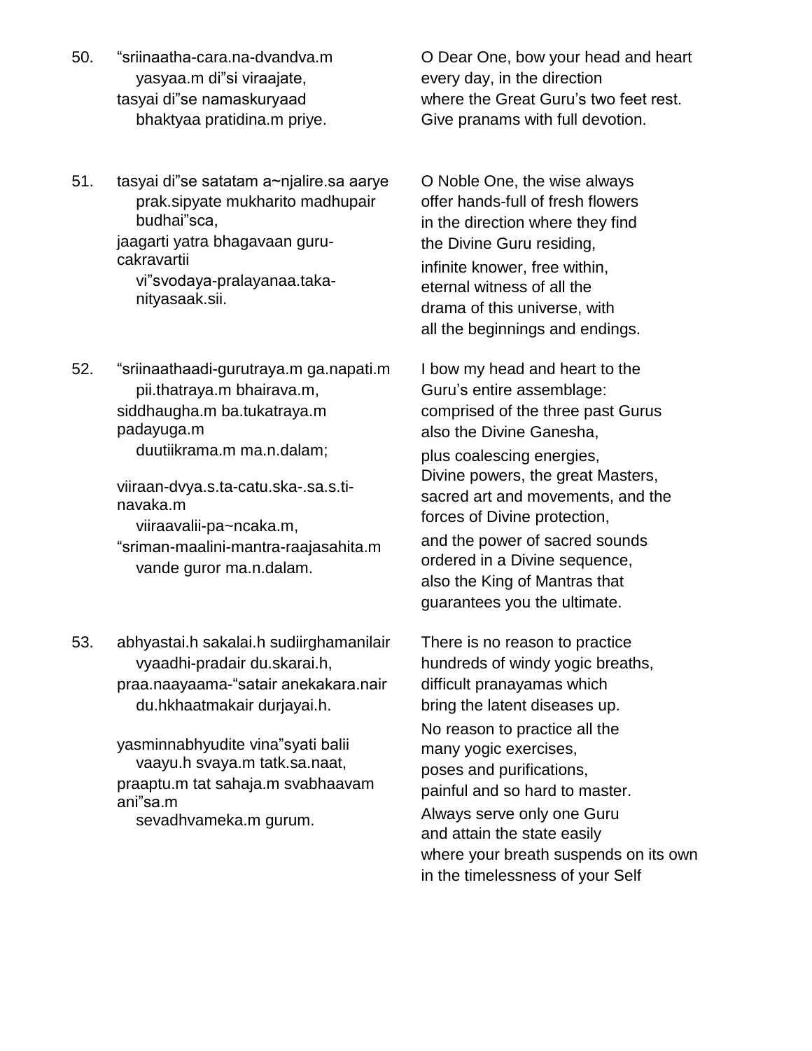50. “sriinaatha-cara.na-dvandva.m
    yasyaa.m di”si viraajate,
tasyai di”se namaskuryaad
    bhaktyaa pratidina.m priye.

O Dear One, bow your head and heart
every day, in the direction
where the Great Guru’s two feet rest.
Give pranams with full devotion.

51. tasyai di”se satatam a~njalire.sa aarye
    prak.sipyate mukharito madhupair budhai”sca,
jaagarti yatra bhagavaan guru-cakravartii
    vi”svodaya-pralayanaa.taka-nityasaak.sii.

O Noble One, the wise always
offer hands-full of fresh flowers
in the direction where they find
the Divine Guru residing,
infinite knower, free within,
eternal witness of all the
drama of this universe, with
all the beginnings and endings.

52. “sriinaathaadi-gurutraya.m ga.napati.m
    pii.thatraya.m bhairava.m,
siddhaugha.m ba.tukatraya.m padayuga.m
    duutiikrama.m ma.n.dalam;

viiraan-dvya.s.ta-catu.ska-.sa.s.ti-navaka.m
    viiraavalii-pa~ncaka.m,
“sriman-maalini-mantra-raajasahita.m
    vande guror ma.n.dalam.

I bow my head and heart to the
Guru’s entire assemblage:
comprised of the three past Gurus
also the Divine Ganesha,
plus coalescing energies,
Divine powers, the great Masters,
sacred art and movements, and the
forces of Divine protection,
and the power of sacred sounds
ordered in a Divine sequence,
also the King of Mantras that
guarantees you the ultimate.

53. abhyastai.h sakalai.h sudiirghamanilair
    vyaadhi-pradair du.skarai.h,
praa.naayaama-“satair anekakara.nair
    du.hkhaatmakair durjayai.h.

yasminnabhyudite vina”syati balii
    vaayu.h svaya.m tatk.sa.naat,
praaptu.m tat sahaja.m svabhaavam ani”sa.m
    sevadhvameka.m gurum.

There is no reason to practice
hundreds of windy yogic breaths,
difficult pranayamas which
bring the latent diseases up.
No reason to practice all the
many yogic exercises,
poses and purifications,
painful and so hard to master.
Always serve only one Guru
and attain the state easily
where your breath suspends on its own
in the timelessness of your Self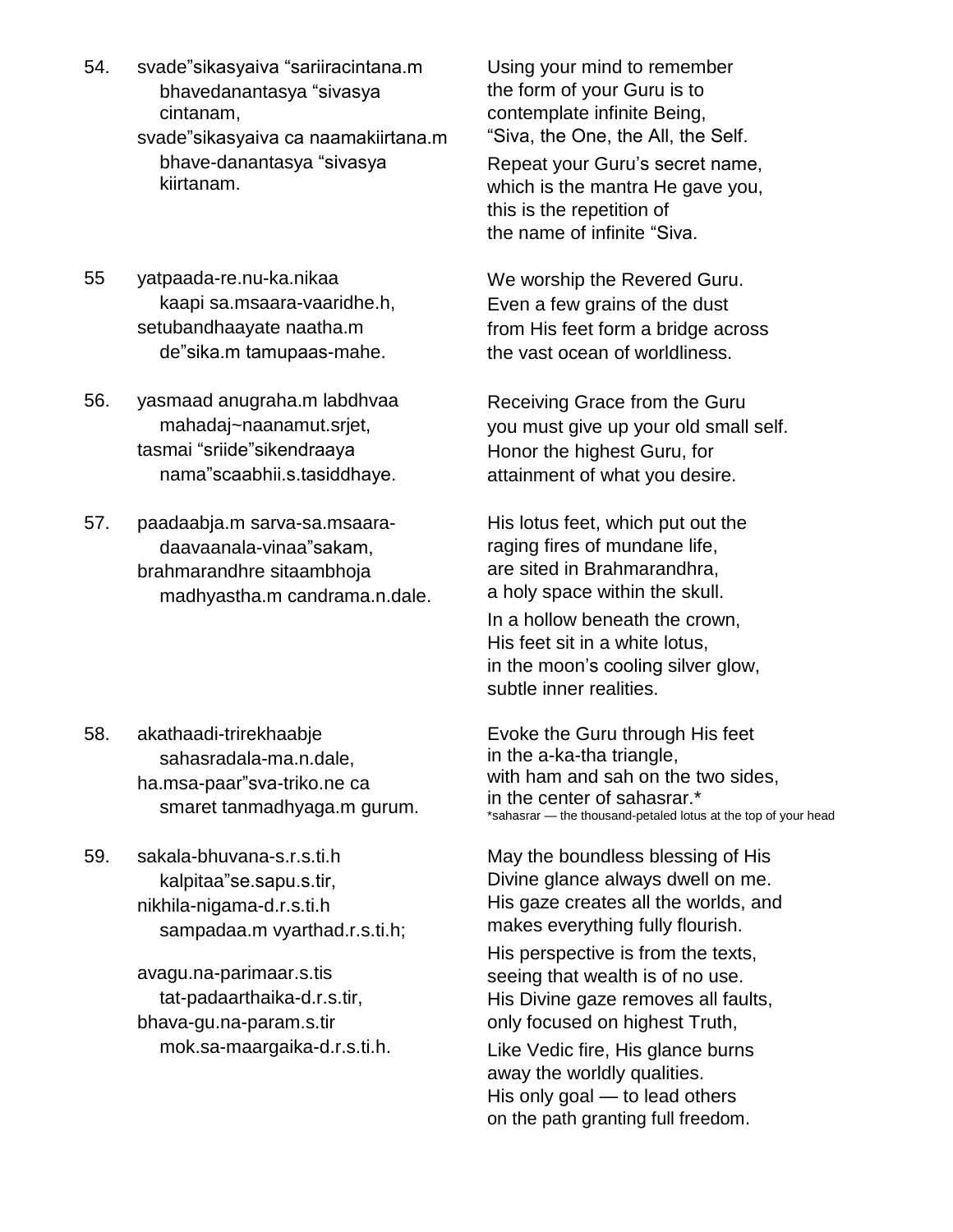54. svade"sikasyaiva "sariiracintana.m
    bhavedanantasya "sivasya
    cintanam,
    svade"sikasyaiva ca naamakiirtana.m
    bhave-danantasya "sivasya
    kiirtanam.

Using your mind to remember
the form of your Guru is to
contemplate infinite Being,
"Siva, the One, the All, the Self.

Repeat your Guru's secret name,
which is the mantra He gave you,
this is the repetition of
the name of infinite "Siva.

55 yatpaada-re.nu-ka.nikaa
    kaapi sa.msaara-vaaridhe.h,
    setubandhaayate naatha.m
    de"sika.m tamupaas-mahe.

We worship the Revered Guru.
Even a few grains of the dust
from His feet form a bridge across
the vast ocean of worldliness.

56. yasmaad anugraha.m labdhvaa
    mahadaj~naanamut.srjet,
    tasmai "sriide"sikendraaya
    nama"scaabhii.s.tasiddhaye.

Receiving Grace from the Guru
you must give up your old small self.
Honor the highest Guru, for
attainment of what you desire.

57. paadaabja.m sarva-sa.msaara-
    daavaanala-vinaa"sakam,
    brahmarandhre sitaambhoja
    madhyastha.m candrama.n.dale.

His lotus feet, which put out the
raging fires of mundane life,
are sited in Brahmarandhra,
a holy space within the skull.

In a hollow beneath the crown,
His feet sit in a white lotus,
in the moon's cooling silver glow,
subtle inner realities.

58. akathaadi-trirekhaabje
    sahasradala-ma.n.dale,
    ha.msa-paar"sva-triko.ne ca
    smaret tanmadhyaga.m gurum.

Evoke the Guru through His feet
in the a-ka-tha triangle,
with ham and sah on the two sides,
in the center of sahasrar.*

*sahasrar — the thousand-petaled lotus at the top of your head

59. sakala-bhuvana-s.r.s.ti.h
    kalpitaa"se.sapu.s.tir,
    nikhila-nigama-d.r.s.ti.h
    sampadaa.m vyarthad.r.s.ti.h;

    avagu.na-parimaar.s.tis
    tat-padaarthaika-d.r.s.tir,
    bhava-gu.na-param.s.tir
    mok.sa-maargaika-d.r.s.ti.h.

May the boundless blessing of His
Divine glance always dwell on me.
His gaze creates all the worlds, and
makes everything fully flourish.

His perspective is from the texts,
seeing that wealth is of no use.
His Divine gaze removes all faults,
only focused on highest Truth,

Like Vedic fire, His glance burns
away the worldly qualities.
His only goal — to lead others
on the path granting full freedom.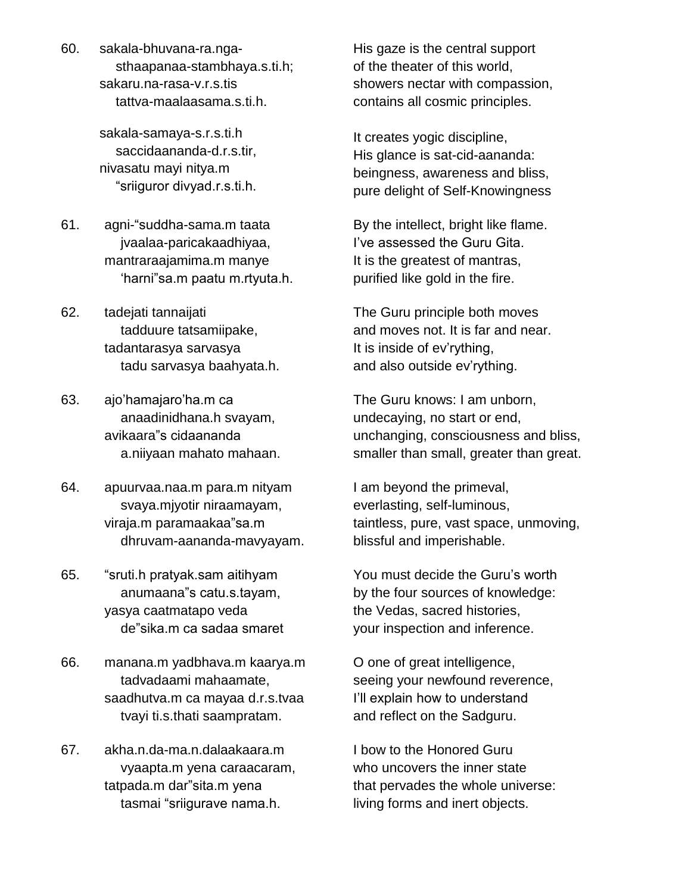60. sakala-bhuvana-ra.nga-
    sthaapanaa-stambhaya.s.ti.h;
sakaru.na-rasa-v.r.s.tis
    tattva-maalaasama.s.ti.h.

His gaze is the central support
of the theater of this world,
showers nectar with compassion,
contains all cosmic principles.

sakala-samaya-s.r.s.ti.h
    saccidaananda-d.r.s.tir,
nivasatu mayi nitya.m
    "sriiguror divyad.r.s.ti.h.

It creates yogic discipline,
His glance is sat-cid-aananda:
beingness, awareness and bliss,
pure delight of Self-Knowingness

61. agni-"suddha-sama.m taata
    jvaalaa-paricakaadhiyaa,
mantraraajamima.m manye
    'harni"sa.m paatu m.rtyuta.h.

By the intellect, bright like flame.
I've assessed the Guru Gita.
It is the greatest of mantras,
purified like gold in the fire.

62. tadejati tannaijati
    tadduure tatsamiipake,
tadantarasya sarvasya
    tadu sarvasya baahyata.h.

The Guru principle both moves
and moves not. It is far and near.
It is inside of ev'rything,
and also outside ev'rything.

63. ajo'hamajaro'ha.m ca
    anaadinidhana.h svayam,
avikaara"s cidaananda
    a.niiyaan mahato mahaan.

The Guru knows: I am unborn,
undecaying, no start or end,
unchanging, consciousness and bliss,
smaller than small, greater than great.

64. apuurvaa.naa.m para.m nityam
    svaya.mjyotir niraamayam,
viraja.m paramaakaa"sa.m
    dhruvam-aananda-mavyayam.

I am beyond the primeval,
everlasting, self-luminous,
taintless, pure, vast space, unmoving,
blissful and imperishable.

65. "sruti.h pratyak.sam aitihyam
    anumaana"s catu.s.tayam,
yasya caatmatapo veda
    de"sika.m ca sadaa smaret

You must decide the Guru's worth
by the four sources of knowledge:
the Vedas, sacred histories,
your inspection and inference.

66. manana.m yadbhava.m kaarya.m
    tadvadaami mahaamate,
saadhutva.m ca mayaa d.r.s.tvaa
    tvayi ti.s.thati saampratam.

O one of great intelligence,
seeing your newfound reverence,
I'll explain how to understand
and reflect on the Sadguru.

67. akha.n.da-ma.n.dalaakaara.m
    vyaapta.m yena caraacaram,
tatpada.m dar"sita.m yena
    tasmai "sriigurave nama.h.

I bow to the Honored Guru
who uncovers the inner state
that pervades the whole universe:
living forms and inert objects.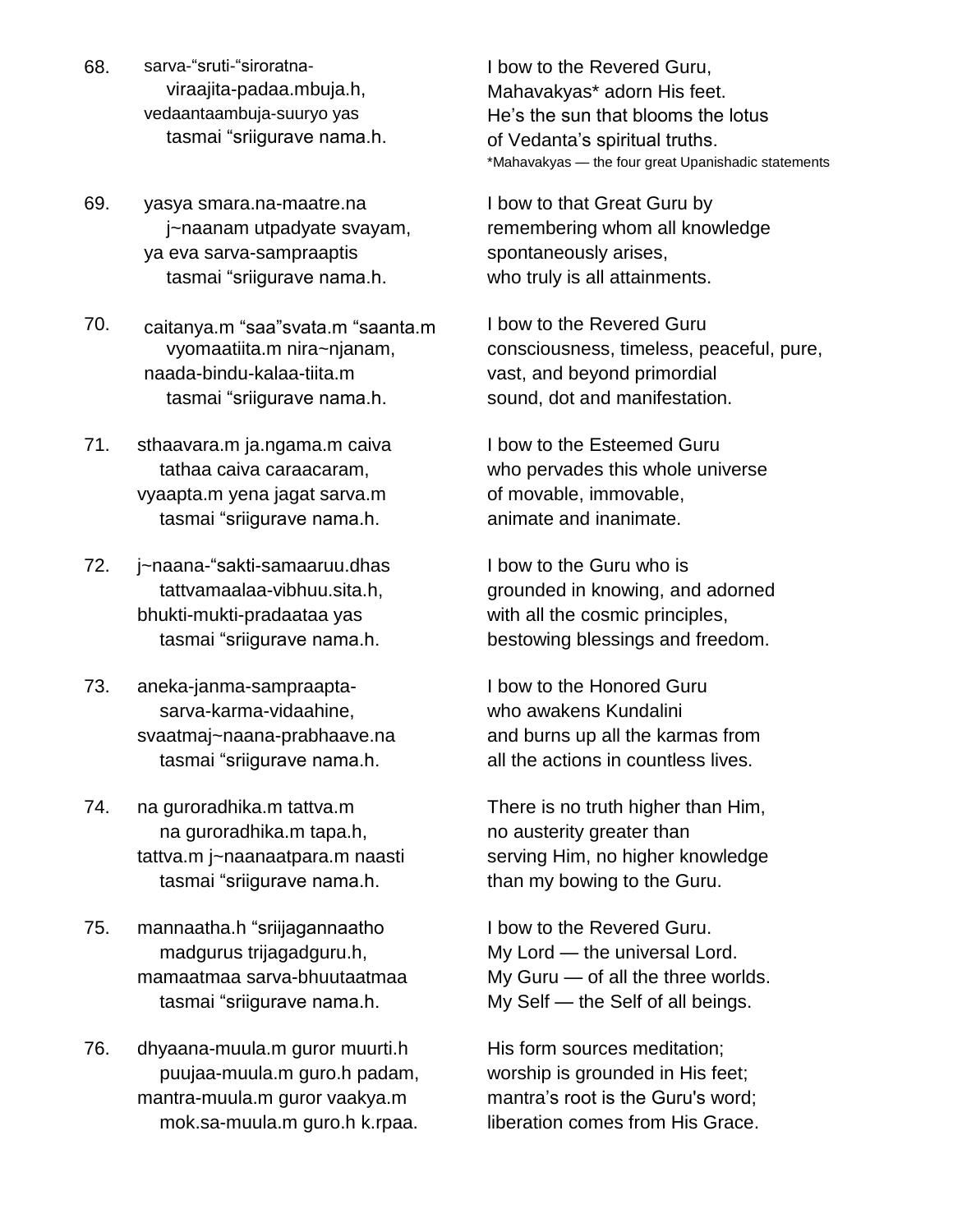68. sarva-“sruti-“siroratna-
viraajita-padaa.mbuja.h,
vedaantaambuja-suuryo yas
tasmai “sriigurave nama.h.

I bow to the Revered Guru,
Mahavakyas* adorn His feet.
He’s the sun that blooms the lotus
of Vedanta’s spiritual truths.

*Mahavakyas — the four great Upanishadic statements

69. yasya smara.na-maatre.na
j~naanam utpadyate svayam,
ya eva sarva-sampraaptis
tasmai “sriigurave nama.h.

I bow to that Great Guru by
remembering whom all knowledge
spontaneously arises,
who truly is all attainments.

70. caitanya.m “saa”svata.m “saanta.m
vyomaatiita.m nira~njanam,
naada-bindu-kalaa-tiita.m
tasmai “sriigurave nama.h.

I bow to the Revered Guru
consciousness, timeless, peaceful, pure,
vast, and beyond primordial
sound, dot and manifestation.

71. sthaavara.m ja.ngama.m caiva
tathaa caiva caraacaram,
vyaapta.m yena jagat sarva.m
tasmai “sriigurave nama.h.

I bow to the Esteemed Guru
who pervades this whole universe
of movable, immovable,
animate and inanimate.

72. j~naana-“sakti-samaaruu.dhas
tattvamaalaa-vibhuu.sita.h,
bhukti-mukti-pradaataa yas
tasmai “sriigurave nama.h.

I bow to the Guru who is
grounded in knowing, and adorned
with all the cosmic principles,
bestowing blessings and freedom.

73. aneka-janma-sampraapta-
sarva-karma-vidaahine,
svaatmaj~naana-prabhaave.na
tasmai “sriigurave nama.h.

I bow to the Honored Guru
who awakens Kundalini
and burns up all the karmas from
all the actions in countless lives.

74. na guroradhika.m tattva.m
na guroradhika.m tapa.h,
tattva.m j~naanaatpara.m naasti
tasmai “sriigurave nama.h.

There is no truth higher than Him,
no austerity greater than
serving Him, no higher knowledge
than my bowing to the Guru.

75. mannaatha.h “sriijagannaatho
madgurus trijagadguru.h,
mamaatmaa sarva-bhuutaatmaa
tasmai “sriigurave nama.h.

I bow to the Revered Guru.
My Lord — the universal Lord.
My Guru — of all the three worlds.
My Self — the Self of all beings.

76. dhyaana-muula.m guror muurti.h
puujaa-muula.m guro.h padam,
mantra-muula.m guror vaakya.m
mok.sa-muula.m guro.h k.rpaa.

His form sources meditation;
worship is grounded in His feet;
mantra’s root is the Guru's word;
liberation comes from His Grace.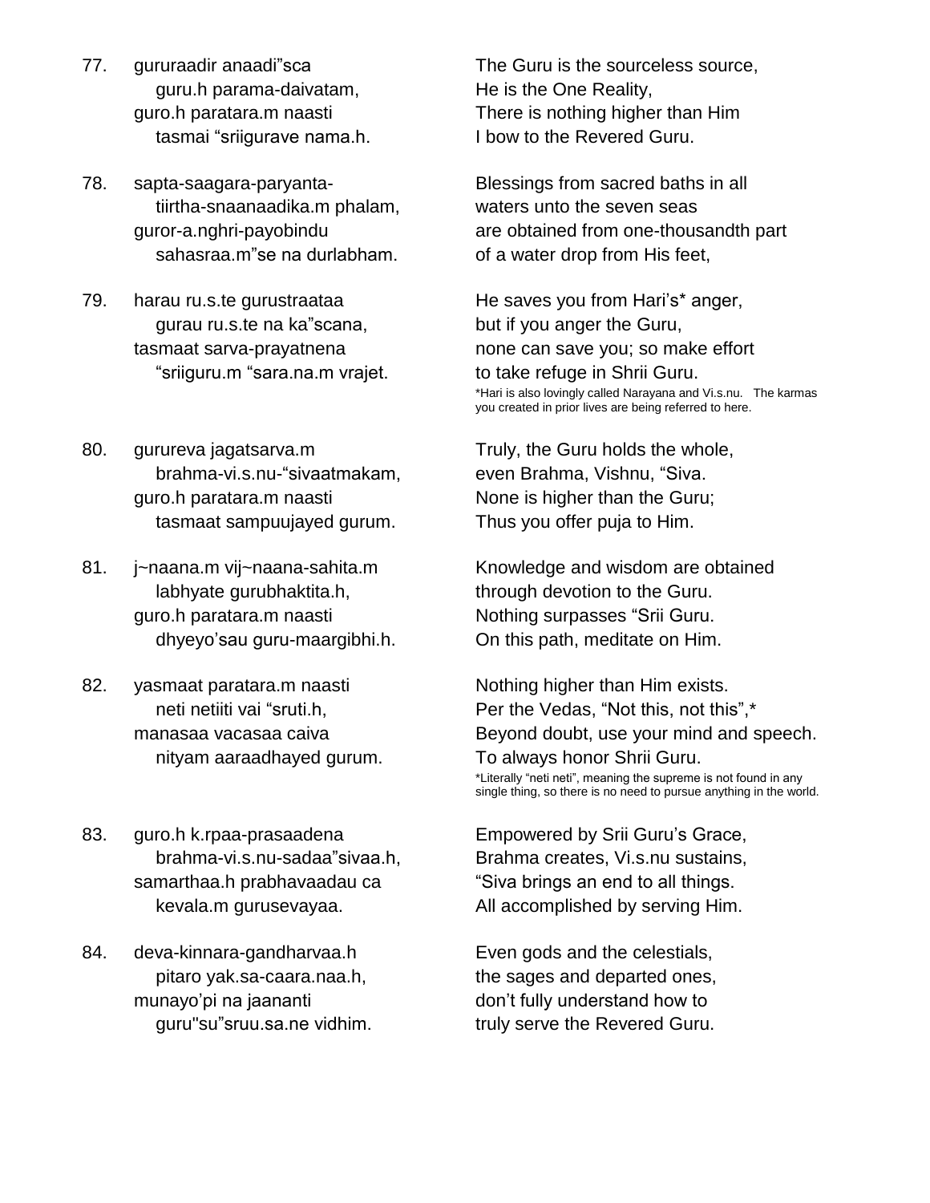77. gururaadir anaadi”sca
    guru.h parama-daivatam,
    guro.h paratara.m naasti
    tasmai “sriigurave nama.h.

The Guru is the sourceless source,
He is the One Reality,
There is nothing higher than Him
I bow to the Revered Guru.

78. sapta-saagara-paryanta-
    tiirtha-snaanaadika.m phalam,
    guror-a.nghri-payobindu
    sahasraa.m”se na durlabham.

Blessings from sacred baths in all
waters unto the seven seas
are obtained from one-thousandth part
of a water drop from His feet,

79. harau ru.s.te gurustraataa
    gurau ru.s.te na ka”scana,
    tasmaat sarva-prayatnena
    “sriiguru.m “sara.na.m vrajet.

He saves you from Hari’s* anger,
but if you anger the Guru,
none can save you; so make effort
to take refuge in Shrii Guru.

*Hari is also lovingly called Narayana and Vi.s.nu. The karmas you created in prior lives are being referred to here.

80. gurureva jagatsarva.m
    brahma-vi.s.nu-“sivaatmakam,
    guro.h paratara.m naasti
    tasmaat sampuujayed gurum.

Truly, the Guru holds the whole,
even Brahma, Vishnu, “Siva.
None is higher than the Guru;
Thus you offer puja to Him.

81. j~naana.m vij~naana-sahita.m
    labhyate gurubhaktita.h,
    guro.h paratara.m naasti
    dhyeyo’sau guru-maargibhi.h.

Knowledge and wisdom are obtained
through devotion to the Guru.
Nothing surpasses “Srii Guru.
On this path, meditate on Him.

82. yasmaat paratara.m naasti
    neti netiiti vai “sruti.h,
    manasaa vacasaa caiva
    nityam aaraadhayed gurum.

Nothing higher than Him exists.
Per the Vedas, “Not this, not this”,*
Beyond doubt, use your mind and speech.
To always honor Shrii Guru.

*Literally “neti neti”, meaning the supreme is not found in any single thing, so there is no need to pursue anything in the world.

83. guro.h k.rpaa-prasaadena
    brahma-vi.s.nu-sadaa”sivaa.h,
    samarthaa.h prabhavaadau ca
    kevala.m gurusevayaa.

Empowered by Srii Guru’s Grace,
Brahma creates, Vi.s.nu sustains,
“Siva brings an end to all things.
All accomplished by serving Him.

84. deva-kinnara-gandharvaa.h
    pitaro yak.sa-caara.naa.h,
    munayo’pi na jaananti
    guru"su”sruu.sa.ne vidhim.

Even gods and the celestials,
the sages and departed ones,
don’t fully understand how to
truly serve the Revered Guru.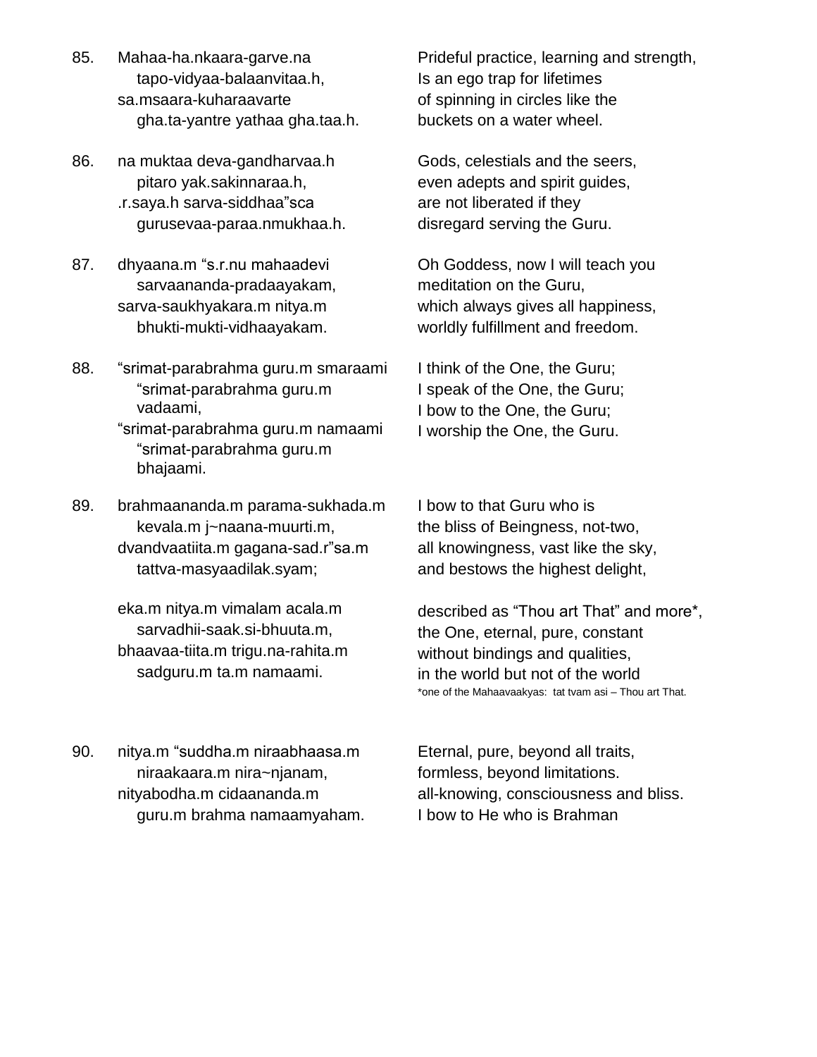85. Mahaa-ha.nkaara-garve.na
    tapo-vidyaa-balaanvitaa.h,
    sa.msaara-kuharaavarte
    gha.ta-yantre yathaa gha.taa.h.

Prideful practice, learning and strength,
Is an ego trap for lifetimes
of spinning in circles like the
buckets on a water wheel.

86. na muktaa deva-gandharvaa.h
    pitaro yak.sakinnaraa.h,
    .r.saya.h sarva-siddhaa”sca
    gurusevaa-paraa.nmukhaa.h.

Gods, celestials and the seers,
even adepts and spirit guides,
are not liberated if they
disregard serving the Guru.

87. dhyaana.m “s.r.nu mahaadevi
    sarvaananda-pradaayakam,
    sarva-saukhyakara.m nitya.m
    bhukti-mukti-vidhaayakam.

Oh Goddess, now I will teach you
meditation on the Guru,
which always gives all happiness,
worldly fulfillment and freedom.

88. “srimat-parabrahma guru.m smaraami
    “srimat-parabrahma guru.m
    vadaami,
    “srimat-parabrahma guru.m namaami
    “srimat-parabrahma guru.m
    bhajaami.

I think of the One, the Guru;
I speak of the One, the Guru;
I bow to the One, the Guru;
I worship the One, the Guru.

89. brahmaananda.m parama-sukhada.m
    kevala.m j~naana-muurti.m,
    dvandvaatiita.m gagana-sad.r”sa.m
    tattva-masyaadilak.syam;

    eka.m nitya.m vimalam acala.m
    sarvadhii-saak.si-bhuuta.m,
    bhaavaa-tiita.m trigu.na-rahita.m
    sadguru.m ta.m namaami.

I bow to that Guru who is
the bliss of Beingness, not-two,
all knowingness, vast like the sky,
and bestows the highest delight,

described as “Thou art That” and more*,
the One, eternal, pure, constant
without bindings and qualities,
in the world but not of the world

*one of the Mahaavaakyas: tat tvam asi – Thou art That.

90. nitya.m “suddha.m niraabhaasa.m
    niraakaara.m nira~njanam,
    nityabodha.m cidaananda.m
    guru.m brahma namaamyaham.

Eternal, pure, beyond all traits,
formless, beyond limitations.
all-knowing, consciousness and bliss.
I bow to He who is Brahman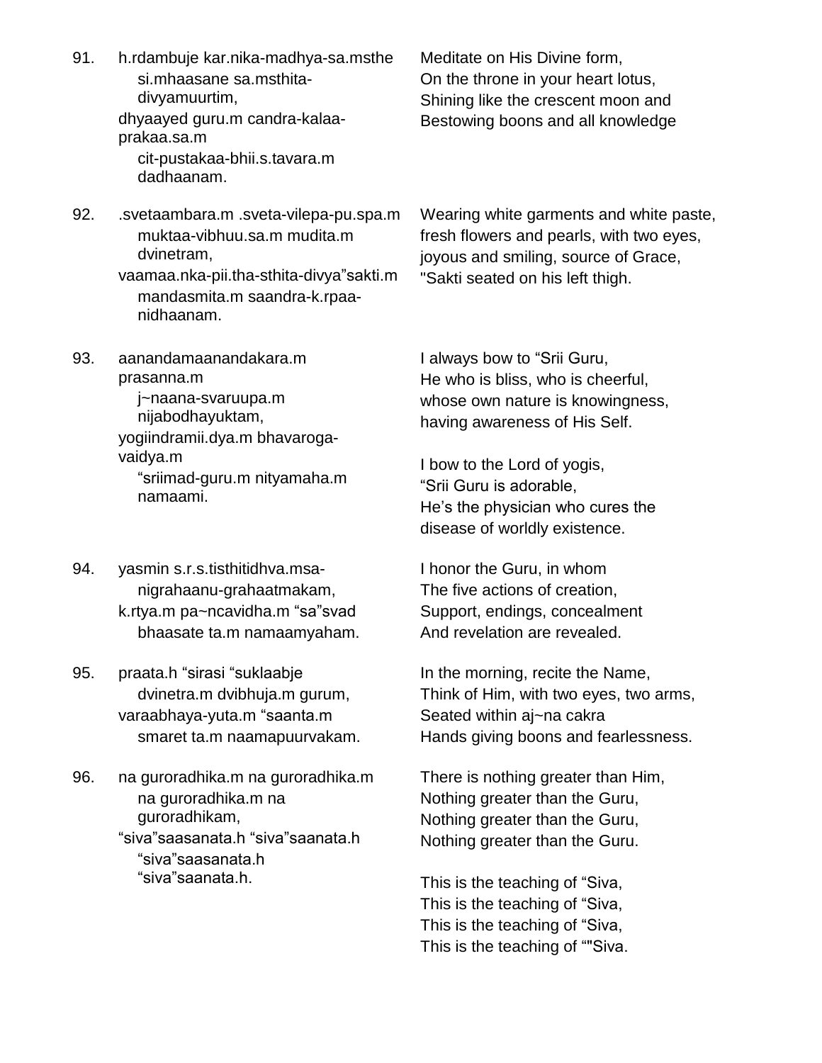91. h.rdambuje kar.nika-madhya-sa.msthe
    si.mhaasane sa.msthita-divyamuurtim,
    dhyaayed guru.m candra-kalaa-prakaa.sa.m
    cit-pustakaa-bhii.s.tavara.m dadhaanam.

Meditate on His Divine form,
On the throne in your heart lotus,
Shining like the crescent moon and
Bestowing boons and all knowledge

92. .svetaambara.m .sveta-vilepa-pu.spa.m
    muktaa-vibhuu.sa.m mudita.m dvinetram,
    vaamaa.nka-pii.tha-sthita-divya"sakti.m
    mandasmita.m saandra-k.rpaa-nidhaanam.

Wearing white garments and white paste,
fresh flowers and pearls, with two eyes,
joyous and smiling, source of Grace,
"Sakti seated on his left thigh.

93. aanandamaanandakara.m prasanna.m
    j~naana-svaruupa.m nijabodhayuktam,
    yogiindramii.dya.m bhavaroga-vaidya.m
    "sriimad-guru.m nityamaha.m namaami.

I always bow to "Srii Guru,
He who is bliss, who is cheerful,
whose own nature is knowingness,
having awareness of His Self.

I bow to the Lord of yogis,
"Srii Guru is adorable,
He's the physician who cures the
disease of worldly existence.

94. yasmin s.r.s.tisthitidhva.msa-
    nigrahaanu-grahaatmakam,
    k.rtya.m pa~ncavidha.m "sa"svad
    bhaasate ta.m namaamyaham.

I honor the Guru, in whom
The five actions of creation,
Support, endings, concealment
And revelation are revealed.

95. praata.h "sirasi "suklaabje
    dvinetra.m dvibhuja.m gurum,
    varaabhaya-yuta.m "saanta.m
    smaret ta.m naamapuurvakam.

In the morning, recite the Name,
Think of Him, with two eyes, two arms,
Seated within aj~na cakra
Hands giving boons and fearlessness.

96. na guroradhika.m na guroradhika.m
    na guroradhika.m na guroradhikam,
    "siva"saasanata.h "siva"saanata.h
    "siva"saasanata.h "siva"saanata.h.

There is nothing greater than Him,
Nothing greater than the Guru,
Nothing greater than the Guru,
Nothing greater than the Guru.

This is the teaching of "Siva,
This is the teaching of "Siva,
This is the teaching of "Siva,
This is the teaching of ""Siva.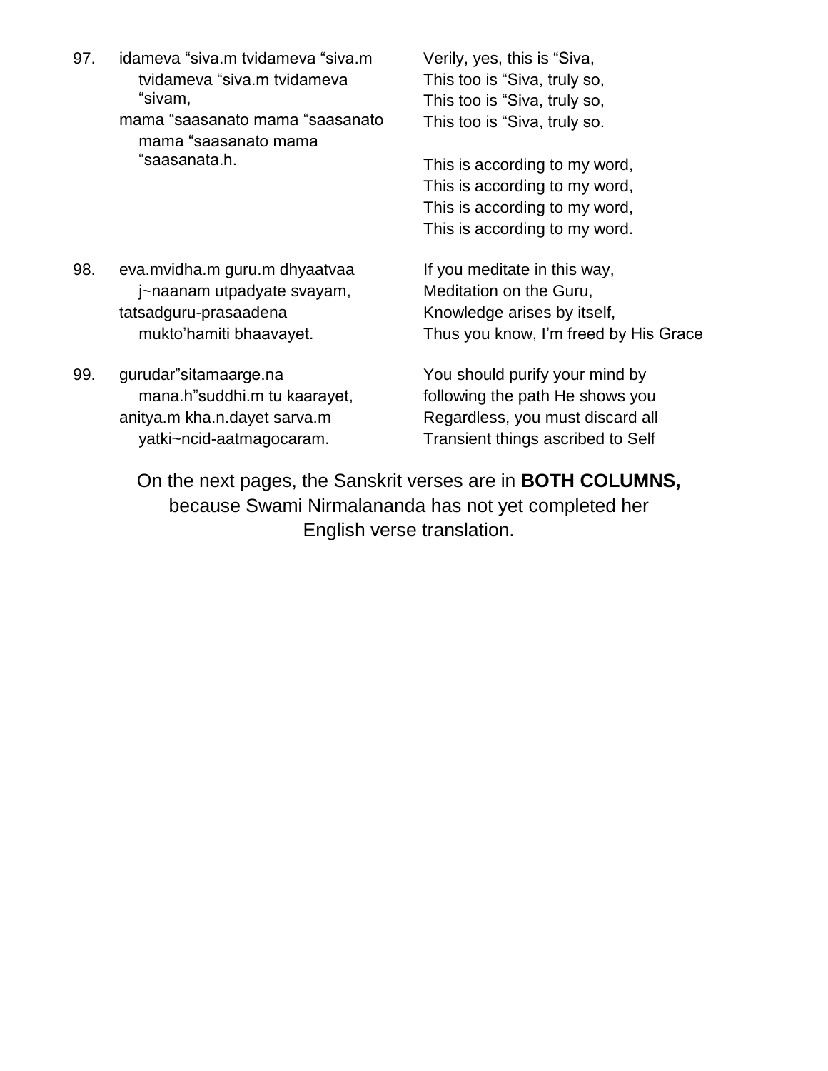97. idameva “siva.m tvidameva “siva.m tvidameva “siva.m tvidameva “sivam,
mama “saasanato mama “saasanato mama “saasanato mama “saasanata.h.

Verily, yes, this is “Siva,
This too is “Siva, truly so,
This too is “Siva, truly so,
This too is “Siva, truly so.

This is according to my word,
This is according to my word,
This is according to my word,
This is according to my word.

98. eva.mvidha.m guru.m dhyaatvaa j~naanam utpadyate svayam,
tatsadguru-prasaadena mukto’hamiti bhaavayet.

If you meditate in this way,
Meditation on the Guru,
Knowledge arises by itself,
Thus you know, I’m freed by His Grace

99. gurudar”sitamaarge.na mana.h”suddhi.m tu kaarayet,
anitya.m kha.n.dayet sarva.m yatki~ncid-aatmagocaram.

You should purify your mind by
following the path He shows you
Regardless, you must discard all
Transient things ascribed to Self

On the next pages, the Sanskrit verses are in **BOTH COLUMNS,** because Swami Nirmalananda has not yet completed her English verse translation.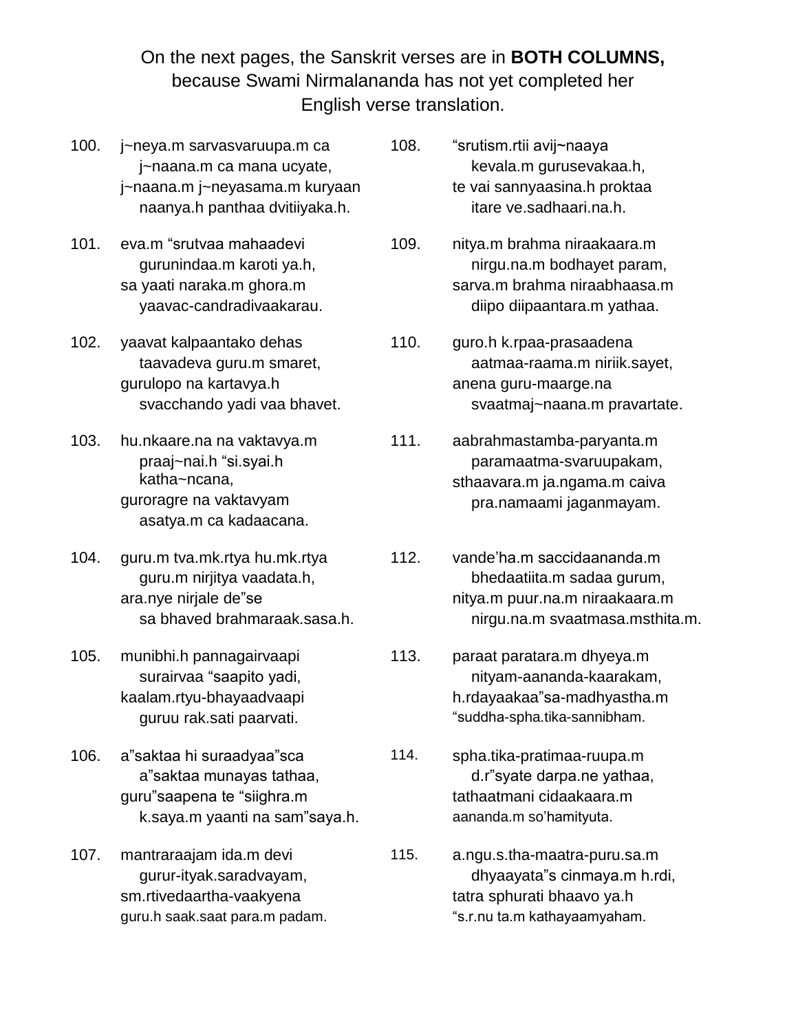On the next pages, the Sanskrit verses are in **BOTH COLUMNS,** because Swami Nirmalananda has not yet completed her English verse translation.

100. j~neya.m sarvasvaruupa.m ca
  j~naana.m ca mana ucyate,
j~naana.m j~neyasama.m kuryaan
  naanya.h panthaa dvitiiyaka.h.

101. eva.m “srutvaa mahaadevi
  gurunindaa.m karoti ya.h,
sa yaati naraka.m ghora.m
  yaavac-candradivaakarau.

102. yaavat kalpaantako dehas
  taavadeva guru.m smaret,
gurulopo na kartavya.h
  svacchando yadi vaa bhavet.

103. hu.nkaare.na na vaktavya.m
  praaj~nai.h “si.syai.h katha~ncana,
guroragre na vaktavyam
  asatya.m ca kadaacana.

104. guru.m tva.mk.rtya hu.mk.rtya
  guru.m nirjitya vaadata.h,
ara.nye nirjale de”se
  sa bhaved brahmaraak.sasa.h.

105. munibhi.h pannagairvaapi
  surairvaa “saapito yadi,
kaalam.rtyu-bhayaadvaapi
  guruu rak.sati paarvati.

106. a”saktaa hi suraadyaa”sca
  a”saktaa munayas tathaa,
guru”saapena te “siighra.m
  k.saya.m yaanti na sam”saya.h.

107. mantraraajam ida.m devi
  gurur-ityak.saradvayam,
sm.rtivedaartha-vaakyena
  guru.h saak.saat para.m padam.

108. “srutism.rtii avij~naaya
  kevala.m gurusevakaa.h,
te vai sannyaasina.h proktaa
  itare ve.sadhaari.na.h.

109. nitya.m brahma niraakaara.m
  nirgu.na.m bodhayet param,
sarva.m brahma niraabhaasa.m
  diipo diipaantara.m yathaa.

110. guro.h k.rpaa-prasaadena
  aatmaa-raama.m niriik.sayet,
anena guru-maarge.na
  svaatmaj~naana.m pravartate.

111. aabrahmastamba-paryanta.m
  paramaatma-svaruupakam,
sthaavara.m ja.ngama.m caiva
  pra.namaami jaganmayam.

112. vande’ha.m saccidaananda.m
  bhedaatiita.m sadaa gurum,
nitya.m puur.na.m niraakaara.m
  nirgu.na.m svaatmasa.msthita.m.

113. paraat paratara.m dhyeya.m
  nityam-aananda-kaarakam,
h.rdayaakaa”sa-madhyastha.m
  “suddha-spha.tika-sannibham.

114. spha.tika-pratimaa-ruupa.m
  d.r”syate darpa.ne yathaa,
tathaatmani cidaakaara.m
  aananda.m so’hamityuta.

115. a.ngu.s.tha-maatra-puru.sa.m
  dhyaayata”s cinmaya.m h.rdi,
tatra sphurati bhaavo ya.h
  “s.r.nu ta.m kathayaamyaham.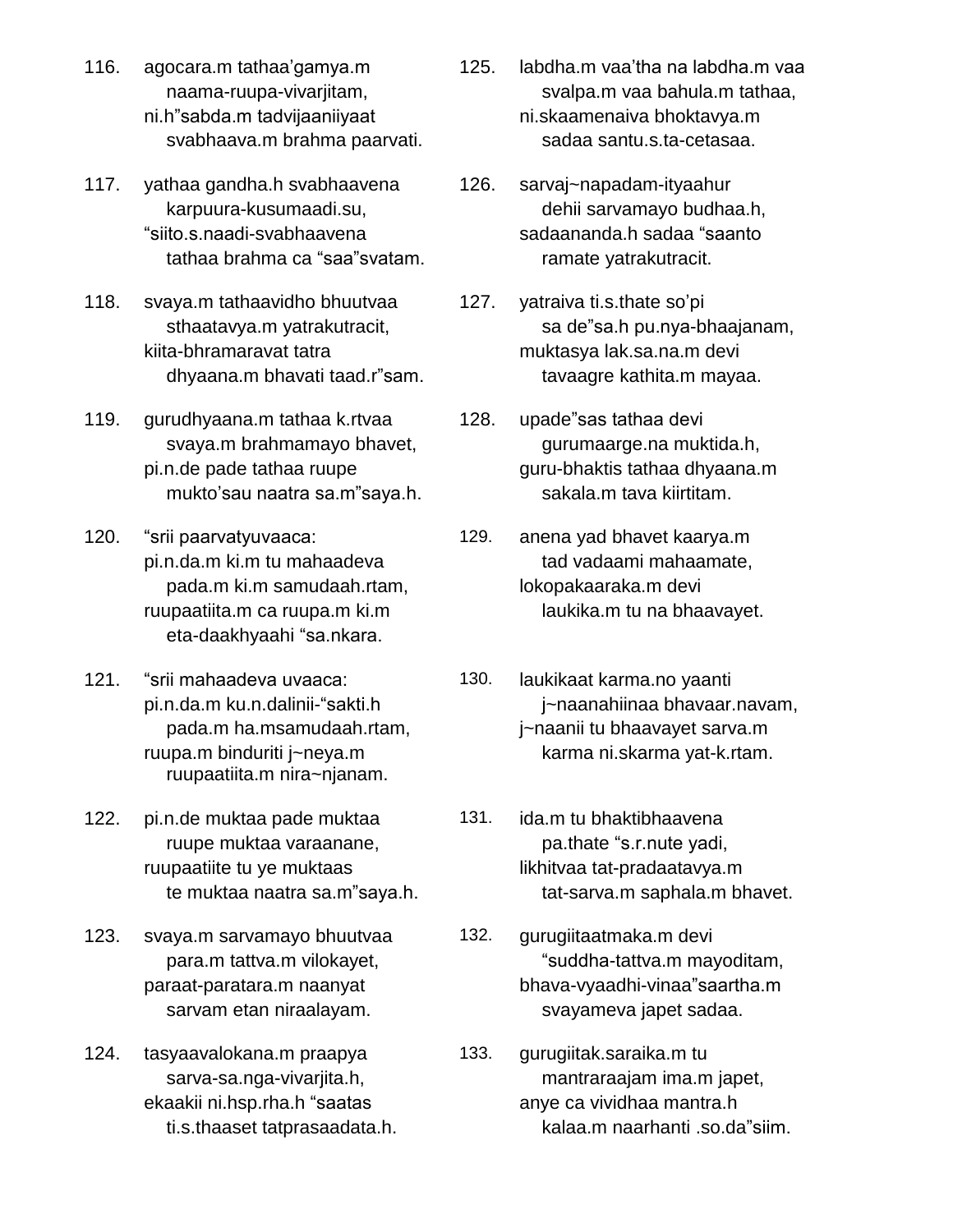116. agocara.m tathaa'gamya.m
    naama-ruupa-vivarjitam,
ni.h"sabda.m tadvijaaniiyaat
    svabhaava.m brahma paarvati.

117. yathaa gandha.h svabhaavena
    karpuura-kusumaadi.su,
"siito.s.naadi-svabhaavena
    tathaa brahma ca "saa"svatam.

118. svaya.m tathaavidho bhuutvaa
    sthaatavya.m yatrakutracit,
kiita-bhramaravat tatra
    dhyaana.m bhavati taad.r"sam.

119. gurudhyaana.m tathaa k.rtvaa
    svaya.m brahmamayo bhavet,
pi.n.de pade tathaa ruupe
    mukto'sau naatra sa.m"saya.h.

120. "srii paarvatyuvaaca:
pi.n.da.m ki.m tu mahaadeva
    pada.m ki.m samudaah.rtam,
ruupaatiita.m ca ruupa.m ki.m
    eta-daakhyaahi "sa.nkara.

121. "srii mahaadeva uvaaca:
pi.n.da.m ku.n.dalinii-"sakti.h
    pada.m ha.msamudaah.rtam,
ruupa.m binduriti j~neya.m
    ruupaatiita.m nira~njanam.

122. pi.n.de muktaa pade muktaa
    ruupe muktaa varaanane,
ruupaatiite tu ye muktaas
    te muktaa naatra sa.m"saya.h.

123. svaya.m sarvamayo bhuutvaa
    para.m tattva.m vilokayet,
paraat-paratara.m naanyat
    sarvam etan niraalayam.

124. tasyaavalokana.m praapya
    sarva-sa.nga-vivarjita.h,
ekaakii ni.hsp.rha.h "saatas
    ti.s.thaaset tatprasaadata.h.

125. labdha.m vaa'tha na labdha.m vaa
    svalpa.m vaa bahula.m tathaa,
ni.skaamenaiva bhoktavya.m
    sadaa santu.s.ta-cetasaa.

126. sarvaj~napadam-ityaahur
    dehii sarvamayo budhaa.h,
sadaananda.h sadaa "saanto
    ramate yatrakutracit.

127. yatraiva ti.s.thate so'pi
    sa de"sa.h pu.nya-bhaajanam,
muktasya lak.sa.na.m devi
    tavaagre kathita.m mayaa.

128. upade"sas tathaa devi
    gurumaarge.na muktida.h,
guru-bhaktis tathaa dhyaana.m
    sakala.m tava kiirtitam.

129. anena yad bhavet kaarya.m
    tad vadaami mahaamate,
lokopakaaraka.m devi
    laukika.m tu na bhaavayet.

130. laukikaat karma.no yaanti
    j~naanahiinaa bhavaar.navam,
j~naanii tu bhaavayet sarva.m
    karma ni.skarma yat-k.rtam.

131. ida.m tu bhaktibhaavena
    pa.thate "s.r.nute yadi,
likhitvaa tat-pradaatavya.m
    tat-sarva.m saphala.m bhavet.

132. gurugiitaatmaka.m devi
    "suddha-tattva.m mayoditam,
bhava-vyaadhi-vinaa"saartha.m
    svayameva japet sadaa.

133. gurugiitak.saraika.m tu
    mantraraajam ima.m japet,
anye ca vividhaa mantra.h
    kalaa.m naarhanti .so.da"siim.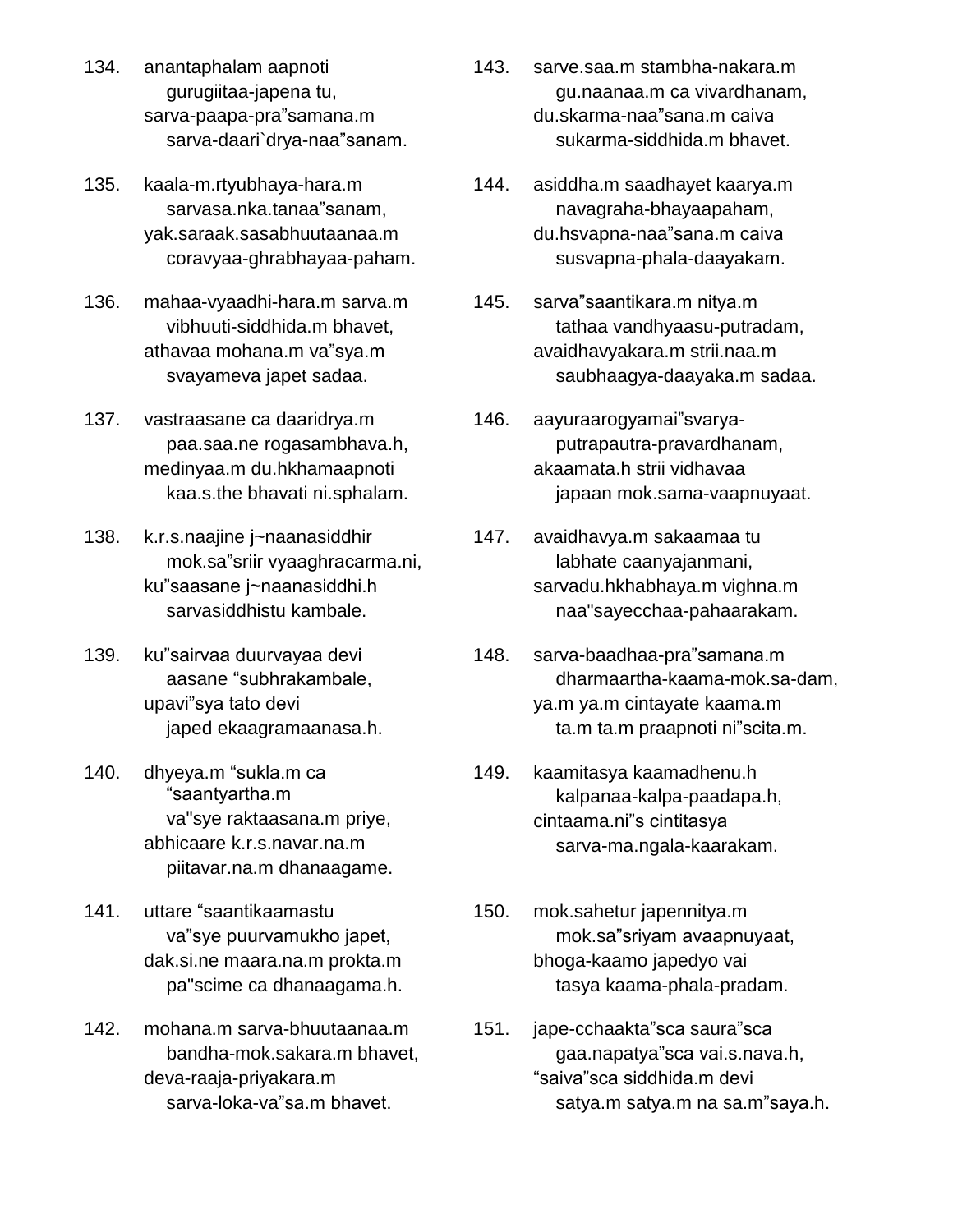134. anantaphalam aapnoti
    gurugiitaa-japena tu,
sarva-paapa-pra”samana.m
    sarva-daari`drya-naa”sanam.

135. kaala-m.rtyubhaya-hara.m
    sarvasa.nka.tanaa”sanam,
yak.saraak.sasabhuutaanaa.m
    coravyaa-ghrabhayaa-paham.

136. mahaa-vyaadhi-hara.m sarva.m
    vibhuuti-siddhida.m bhavet,
athavaa mohana.m va”sya.m
    svayameva japet sadaa.

137. vastraasane ca daaridrya.m
    paa.saa.ne rogasambhava.h,
medinyaa.m du.hkhamaapnoti
    kaa.s.the bhavati ni.sphalam.

138. k.r.s.naajine j~naanasiddhir
    mok.sa”sriir vyaaghracarma.ni,
ku”saasane j~naanasiddhi.h
    sarvasiddhistu kambale.

139. ku”sairvaa duurvayaa devi
    aasane “subhrakambale,
upavi”sya tato devi
    japed ekaagramaanasa.h.

140. dhyeya.m “sukla.m ca
    “saantyartha.m
    va"sye raktaasana.m priye,
abhicaare k.r.s.navar.na.m
    piitavar.na.m dhanaagame.

141. uttare “saantikaamastu
    va”sye puurvamukho japet,
dak.si.ne maara.na.m prokta.m
    pa"scime ca dhanaagama.h.

142. mohana.m sarva-bhuutaanaa.m
    bandha-mok.sakara.m bhavet,
deva-raaja-priyakara.m
    sarva-loka-va”sa.m bhavet.

143. sarve.saa.m stambha-nakara.m
    gu.naanaa.m ca vivardhanam,
du.skarma-naa”sana.m caiva
    sukarma-siddhida.m bhavet.

144. asiddha.m saadhayet kaarya.m
    navagraha-bhayaapaham,
du.hsvapna-naa”sana.m caiva
    susvapna-phala-daayakam.

145. sarva”saantikara.m nitya.m
    tathaa vandhyaasu-putradam,
avaidhavyakara.m strii.naa.m
    saubhaagya-daayaka.m sadaa.

146. aayuraarogyamai”svarya-
    putrapautra-pravardhanam,
akaamata.h strii vidhavaa
    japaan mok.sama-vaapnuyaat.

147. avaidhavya.m sakaamaa tu
    labhate caanyajanmani,
sarvadu.hkhabhaya.m vighna.m
    naa"sayecchaa-pahaarakam.

148. sarva-baadhaa-pra”samana.m
    dharmaartha-kaama-mok.sa-dam,
ya.m ya.m cintayate kaama.m
    ta.m ta.m praapnoti ni”scita.m.

149. kaamitasya kaamadhenu.h
    kalpanaa-kalpa-paadapa.h,
cintaama.ni”s cintitasya
    sarva-ma.ngala-kaarakam.

150. mok.sahetur japennitya.m
    mok.sa”sriyam avaapnuyaat,
bhoga-kaamo japedyo vai
    tasya kaama-phala-pradam.

151. jape-cchaakta”sca saura”sca
    gaa.napatya”sca vai.s.nava.h,
“saiva”sca siddhida.m devi
    satya.m satya.m na sa.m”saya.h.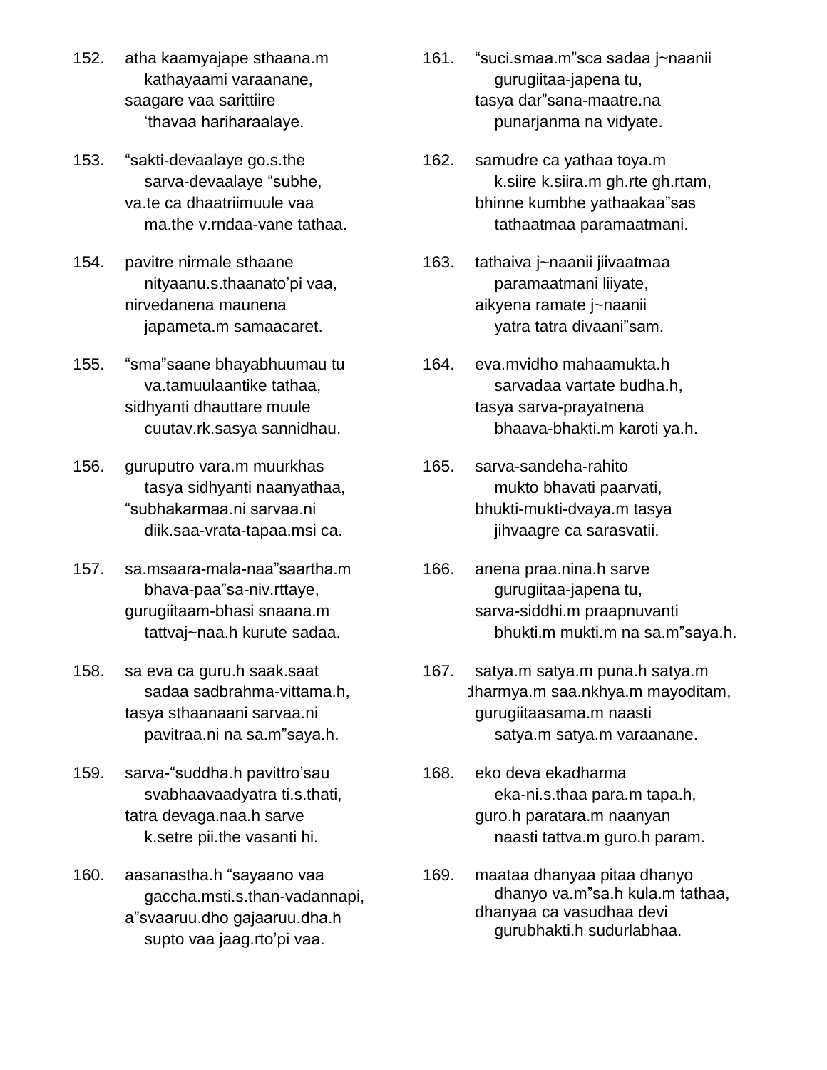152. atha kaamyajape sthaana.m
kathayaami varaanane,
saagare vaa sarittiire
‘thavaa hariharaalaye.

153. “sakti-devaalaye go.s.the
sarva-devaalaye “subhe,
va.te ca dhaatriimuule vaa
ma.the v.rndaa-vane tathaa.

154. pavitre nirmale sthaane
nityaanu.s.thaanato’pi vaa,
nirvedanena maunena
japameta.m samaacaret.

155. “sma”saane bhayabhuumau tu
va.tamuulaantike tathaa,
sidhyanti dhauttare muule
cuutav.rk.sasya sannidhau.

156. guruputro vara.m muurkhas
tasya sidhyanti naanyathaa,
“subhakarmaa.ni sarvaa.ni
diik.saa-vrata-tapaa.msi ca.

157. sa.msaara-mala-naa”saartha.m
bhava-paa”sa-niv.rttaye,
gurugiitaam-bhasi snaana.m
tattvaj~naa.h kurute sadaa.

158. sa eva ca guru.h saak.saat
sadaa sadbrahma-vittama.h,
tasya sthaanaani sarvaa.ni
pavitraa.ni na sa.m”saya.h.

159. sarva-“suddha.h pavittro’sau
svabhaavaadyatra ti.s.thati,
tatra devaga.naa.h sarve
k.setre pii.the vasanti hi.

160. aasanastha.h “sayaano vaa
gaccha.msti.s.than-vadannapi,
a”svaaruu.dho gajaaruu.dha.h
supto vaa jaag.rto’pi vaa.

161. “suci.smaa.m”sca sadaa j~naanii
gurugiitaa-japena tu,
tasya dar”sana-maatre.na
punarjanma na vidyate.

162. samudre ca yathaa toya.m
k.siire k.siira.m gh.rte gh.rtam,
bhinne kumbhe yathaakaa”sas
tathaatmaa paramaatmani.

163. tathaiva j~naanii jiivaatmaa
paramaatmani liiyate,
aikyena ramate j~naanii
yatra tatra divaani”sam.

164. eva.mvidho mahaamukta.h
sarvadaa vartate budha.h,
tasya sarva-prayatnena
bhaava-bhakti.m karoti ya.h.

165. sarva-sandeha-rahito
mukto bhavati paarvati,
bhukti-mukti-dvaya.m tasya
jihvaagre ca sarasvatii.

166. anena praa.nina.h sarve
gurugiitaa-japena tu,
sarva-siddhi.m praapnuvanti
bhukti.m mukti.m na sa.m”saya.h.

167. satya.m satya.m puna.h satya.m
dharmya.m saa.nkhya.m mayoditam,
gurugiitaasama.m naasti
satya.m satya.m varaanane.

168. eko deva ekadharma
eka-ni.s.thaa para.m tapa.h,
guro.h paratara.m naanyan
naasti tattva.m guro.h param.

169. maataa dhanyaa pitaa dhanyo
dhanyo va.m”sa.h kula.m tathaa,
dhanyaa ca vasudhaa devi
gurubhakti.h sudurlabhaa.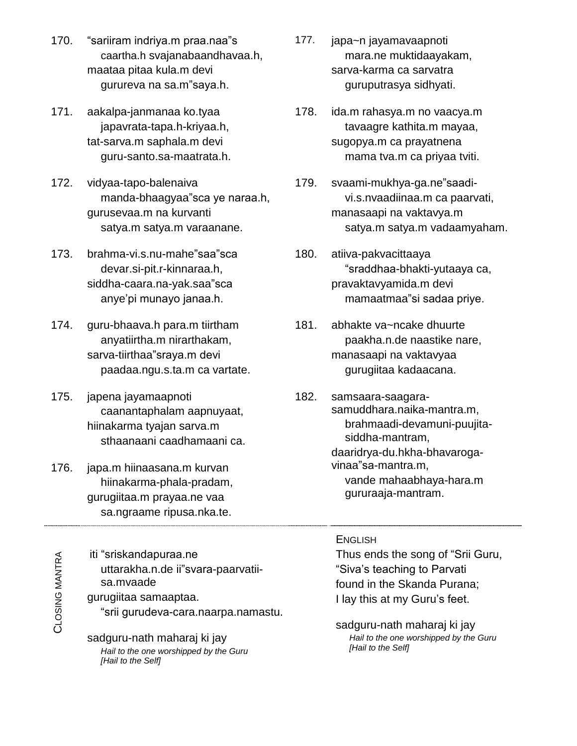170. “sariiram indriya.m praa.naa”s
    caartha.h svajanabaandhavaa.h,
maataa pitaa kula.m devi
    gurureva na sa.m”saya.h.

171. aakalpa-janmanaa ko.tyaa
    japavrata-tapa.h-kriyaa.h,
tat-sarva.m saphala.m devi
    guru-santo.sa-maatrata.h.

172. vidyaa-tapo-balenaiva
    manda-bhaagyaa”sca ye naraa.h,
gurusevaa.m na kurvanti
    satya.m satya.m varaanane.

173. brahma-vi.s.nu-mahe”saa”sca
    devar.si-pit.r-kinnaraa.h,
siddha-caara.na-yak.saa”sca
    anye’pi munayo janaa.h.

174. guru-bhaava.h para.m tiirtham
    anyatiirtha.m nirarthakam,
sarva-tiirthaa”sraya.m devi
    paadaa.ngu.s.ta.m ca vartate.

175. japena jayamaapnoti
    caanantaphalam aapnuyaat,
hiinakarma tyajan sarva.m
    sthaanaani caadhamaani ca.

176. japa.m hiinaasana.m kurvan
    hiinakarma-phala-pradam,
gurugiitaa.m prayaa.ne vaa
    sa.ngraame ripusa.nka.te.

177. japa~n jayamavaapnoti
    mara.ne muktidaayakam,
sarva-karma ca sarvatra
    guruputrasya sidhyati.

178. ida.m rahasya.m no vaacya.m
    tavaagre kathita.m mayaa,
sugopya.m ca prayatnena
    mama tva.m ca priyaa tviti.

179. svaami-mukhya-ga.ne”saadi-
    vi.s.nvaadiinaa.m ca paarvati,
manasaapi na vaktavya.m
    satya.m satya.m vadaamyaham.

180. atiiva-pakvacittaaya
    “sraddhaa-bhakti-yutaaya ca,
pravaktavyamida.m devi
    mamaatmaa”si sadaa priye.

181. abhakte va~ncake dhuurte
    paakha.n.de naastike nare,
manasaapi na vaktavyaa
    gurugiitaa kadaacana.

182. samsaara-saagara-
samuddhara.naika-mantra.m,
    brahmaadi-devamuni-puujita-
    siddha-mantram,
daaridrya-du.hkha-bhavaroga-
vinaa”sa-mantra.m,
    vande mahaabhaya-hara.m
    gururaaja-mantram.

---

**Closing Mantra**

iti “sriskandapuraa.ne
    uttarakha.n.de ii”svara-paarvatii-
    sa.mvaade
gurugiitaa samaaptaa.
    “srii gurudeva-cara.naarpa.namastu.

sadguru-nath maharaj ki jay
    *Hail to the one worshipped by the Guru*
    *[Hail to the Self]*

**English**

Thus ends the song of “Srii Guru,
“Siva’s teaching to Parvati
found in the Skanda Purana;
I lay this at my Guru’s feet.

sadguru-nath maharaj ki jay
    *Hail to the one worshipped by the Guru*
    *[Hail to the Self]*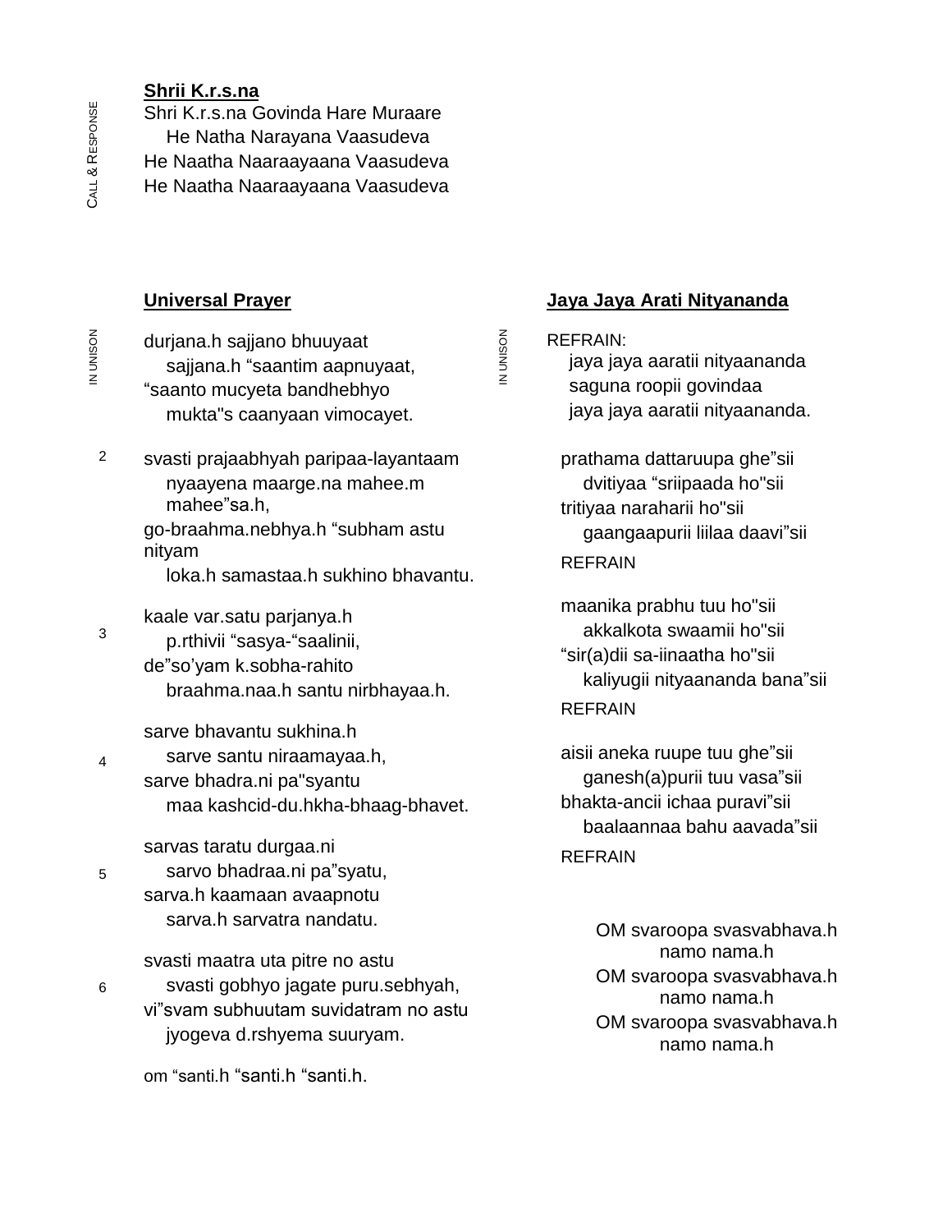CALL & RESPONSE

**Shrii K.r.s.na**

Shri K.r.s.na Govinda Hare Muraare
He Natha Narayana Vaasudeva
He Naatha Naaraayaana Vaasudeva
He Naatha Naaraayaana Vaasudeva

**Universal Prayer**

IN UNISON

durjana.h sajjano bhuuyaat
sajjana.h “saantim aapnuyaat,
“saanto mucyeta bandhebhyo
mukta"s caanyaan vimocayet.

2

svasti prajaabhyah paripaa-layantaam
nyaayena maarge.na mahee.m mahee”sa.h,
go-braahma.nebhya.h “subham astu nityam
loka.h samastaa.h sukhino bhavantu.

3

kaale var.satu parjanya.h
p.rthivii “sasya-“saalinii,
de”so’yam k.sobha-rahito
braahma.naa.h santu nirbhayaa.h.

4

sarve bhavantu sukhina.h
sarve santu niraamayaa.h,
sarve bhadra.ni pa"syantu
maa kashcid-du.hkha-bhaag-bhavet.

5

sarvas taratu durgaa.ni
sarvo bhadraa.ni pa”syatu,
sarva.h kaamaan avaapnotu
sarva.h sarvatra nandatu.

6

svasti maatra uta pitre no astu
svasti gobhyo jagate puru.sebhyah,
vi”svam subhuutam suvidatram no astu
jyogeva d.rshyema suuryam.

om “santi.h “santi.h “santi.h.

**Jaya Jaya Arati Nityananda**

IN UNISON

REFRAIN:
jaya jaya aaratii nityaananda
saguna roopii govindaa
jaya jaya aaratii nityaananda.

prathama dattaruupa ghe”sii
dvitiyaa “sriipaada ho"sii
tritiyaa naraharii ho"sii
gaangaapurii liilaa daavi”sii
REFRAIN

maanika prabhu tuu ho"sii
akkalkota swaamii ho"sii
“sir(a)dii sa-iinaatha ho"sii
kaliyugii nityaananda bana”sii
REFRAIN

aisii aneka ruupe tuu ghe”sii
ganesh(a)purii tuu vasa”sii
bhakta-ancii ichaa puravi”sii
baalaannaa bahu aavada”sii
REFRAIN

OM svaroopa svasvabhava.h namo nama.h
OM svaroopa svasvabhava.h namo nama.h
OM svaroopa svasvabhava.h namo nama.h